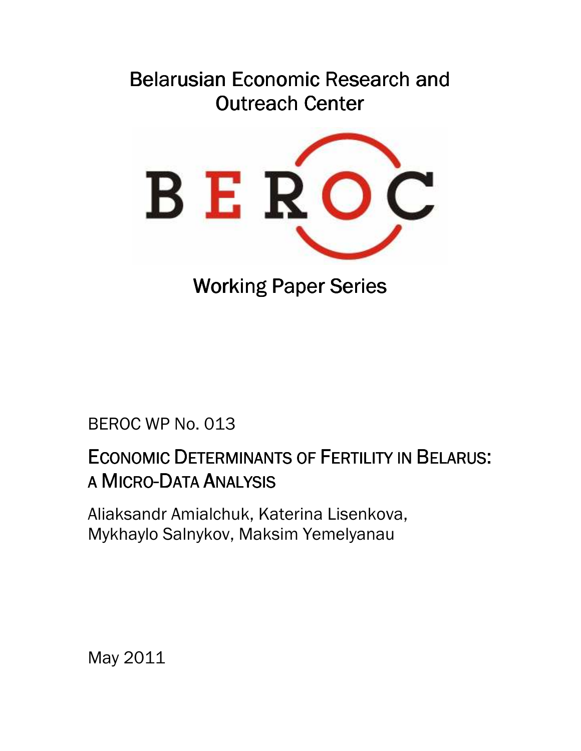# Belarusian Economic Research and Outreach Center

BEROC

Working Paper Series

BEROC WP No. 013

## ECONOMIC DETERMINANTS OF FERTILITY IN BELARUS: A MICRO-DATA ANALYSIS

Aliaksandr Amialchuk, Katerina Lisenkova, Mykhaylo Salnykov, Maksim Yemelyanau

May 2011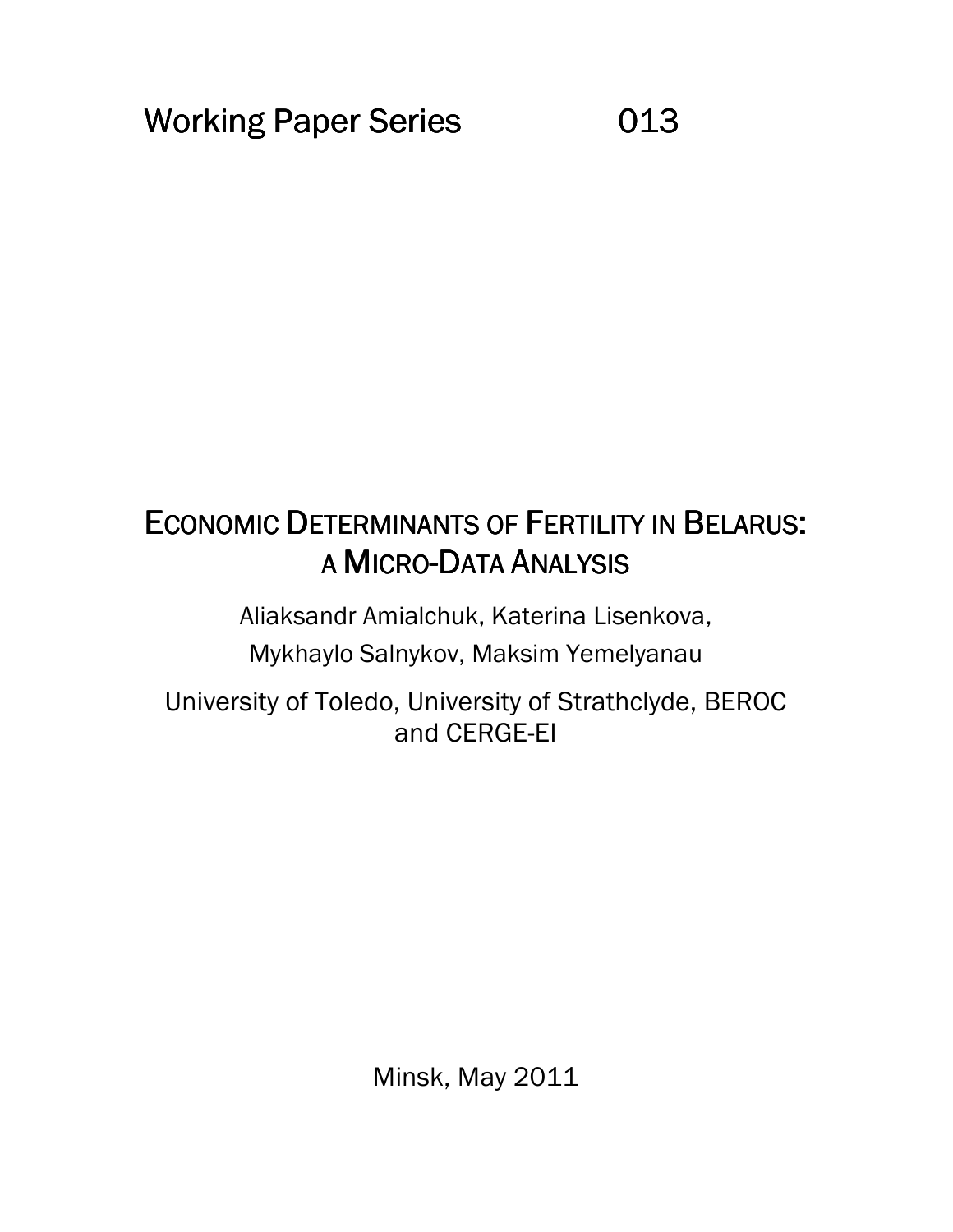Working Paper Series 013

# ECONOMIC DETERMINANTS OF FERTILITY IN BELARUS: A MICRO-DATA ANALYSIS

Aliaksandr Amialchuk, Katerina Lisenkova,
Mykhaylo Salnykov, Maksim Yemelyanau

University of Toledo, University of Strathclyde, BEROC and CERGE-EI

Minsk, May 2011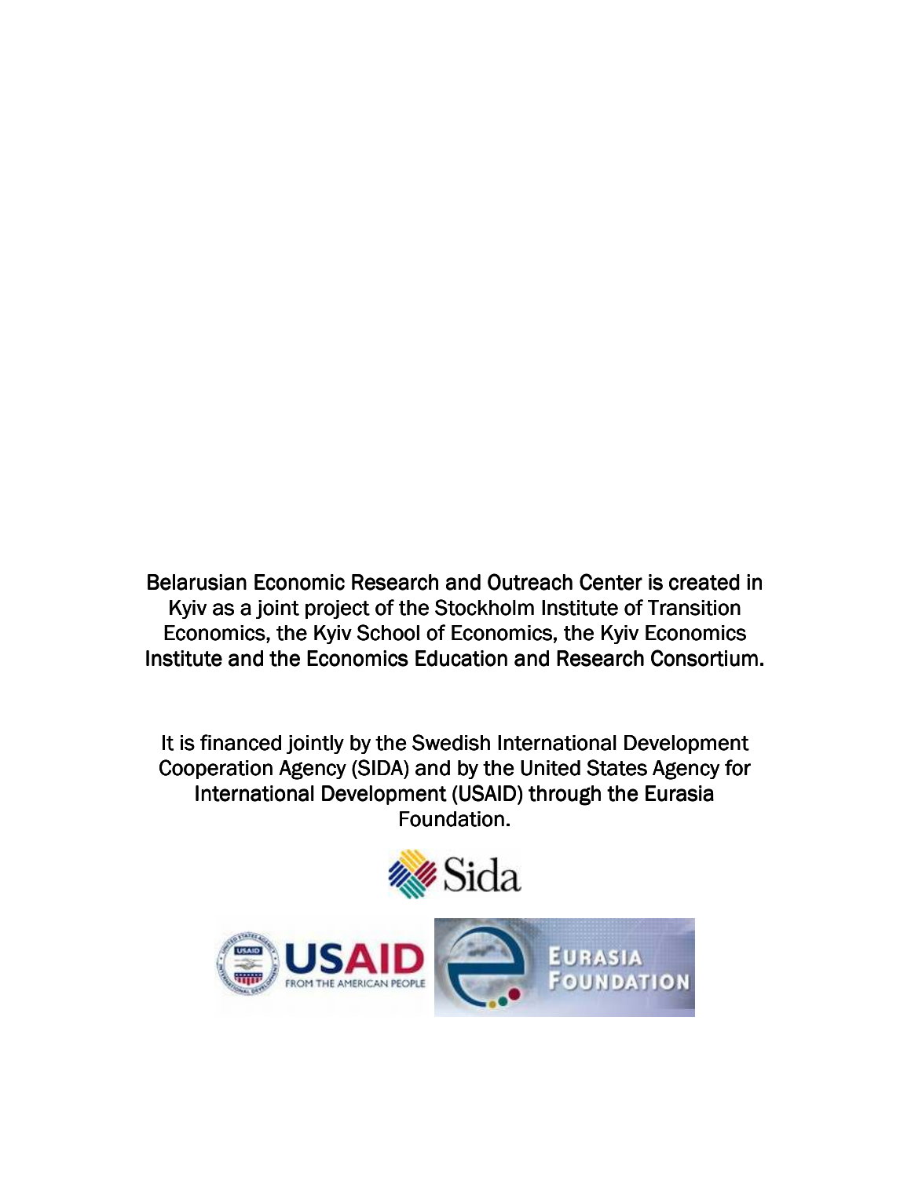Belarusian Economic Research and Outreach Center is created in Kyiv as a joint project of the Stockholm Institute of Transition Economics, the Kyiv School of Economics, the Kyiv Economics Institute and the Economics Education and Research Consortium.

It is financed jointly by the Swedish International Development Cooperation Agency (SIDA) and by the United States Agency for International Development (USAID) through the Eurasia Foundation.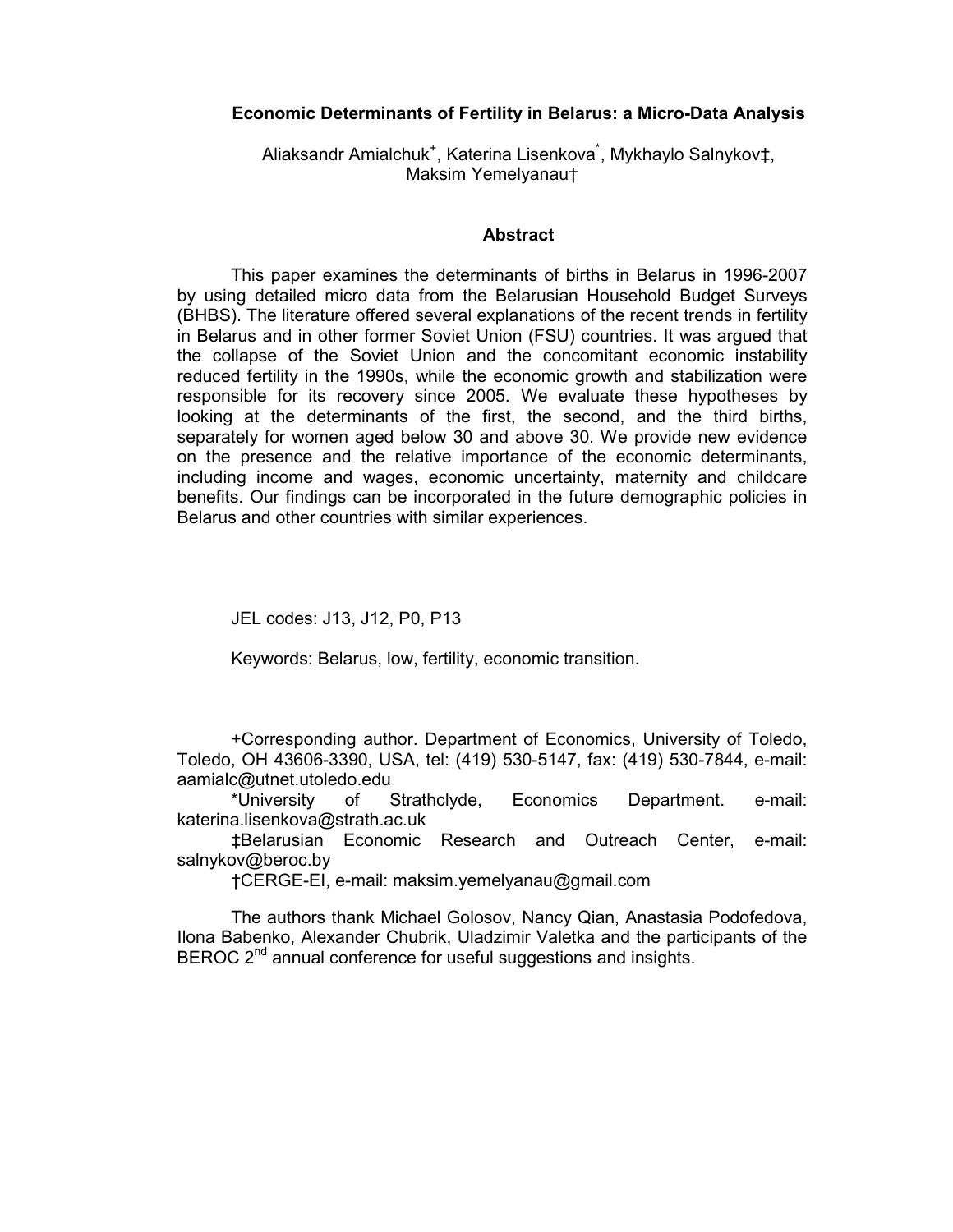**Economic Determinants of Fertility in Belarus: a Micro-Data Analysis**

Aliaksandr Amialchuk[+], Katerina Lisenkova[*], Mykhaylo Salnykov‡, Maksim Yemelyanau†

## Abstract

This paper examines the determinants of births in Belarus in 1996-2007 by using detailed micro data from the Belarusian Household Budget Surveys (BHBS). The literature offered several explanations of the recent trends in fertility in Belarus and in other former Soviet Union (FSU) countries. It was argued that the collapse of the Soviet Union and the concomitant economic instability reduced fertility in the 1990s, while the economic growth and stabilization were responsible for its recovery since 2005. We evaluate these hypotheses by looking at the determinants of the first, the second, and the third births, separately for women aged below 30 and above 30. We provide new evidence on the presence and the relative importance of the economic determinants, including income and wages, economic uncertainty, maternity and childcare benefits. Our findings can be incorporated in the future demographic policies in Belarus and other countries with similar experiences.

JEL codes: J13, J12, P0, P13

Keywords: Belarus, low, fertility, economic transition.

+Corresponding author. Department of Economics, University of Toledo, Toledo, OH 43606-3390, USA, tel: (419) 530-5147, fax: (419) 530-7844, e-mail: aamialc@utnet.utoledo.edu

*University of Strathclyde, Economics Department. e-mail: katerina.lisenkova@strath.ac.uk

‡Belarusian Economic Research and Outreach Center, e-mail: salnykov@beroc.by

†CERGE-EI, e-mail: maksim.yemelyanau@gmail.com

The authors thank Michael Golosov, Nancy Qian, Anastasia Podofedova, Ilona Babenko, Alexander Chubrik, Uladzimir Valetka and the participants of the BEROC 2nd annual conference for useful suggestions and insights.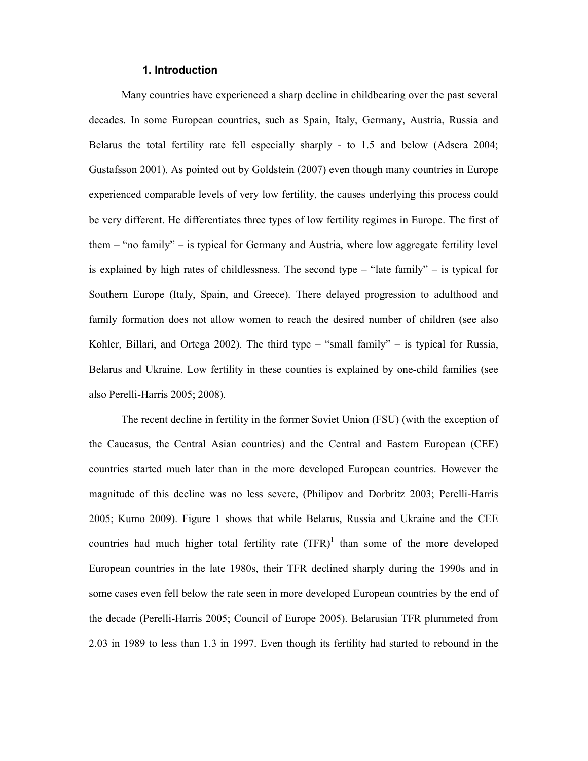### 1. Introduction

Many countries have experienced a sharp decline in childbearing over the past several decades. In some European countries, such as Spain, Italy, Germany, Austria, Russia and Belarus the total fertility rate fell especially sharply - to 1.5 and below (Adsera 2004; Gustafsson 2001). As pointed out by Goldstein (2007) even though many countries in Europe experienced comparable levels of very low fertility, the causes underlying this process could be very different. He differentiates three types of low fertility regimes in Europe. The first of them – "no family" – is typical for Germany and Austria, where low aggregate fertility level is explained by high rates of childlessness. The second type – "late family" – is typical for Southern Europe (Italy, Spain, and Greece). There delayed progression to adulthood and family formation does not allow women to reach the desired number of children (see also Kohler, Billari, and Ortega 2002). The third type – "small family" – is typical for Russia, Belarus and Ukraine. Low fertility in these counties is explained by one-child families (see also Perelli-Harris 2005; 2008).

The recent decline in fertility in the former Soviet Union (FSU) (with the exception of the Caucasus, the Central Asian countries) and the Central and Eastern European (CEE) countries started much later than in the more developed European countries. However the magnitude of this decline was no less severe, (Philipov and Dorbritz 2003; Perelli-Harris 2005; Kumo 2009). Figure 1 shows that while Belarus, Russia and Ukraine and the CEE countries had much higher total fertility rate (TFR)[1] than some of the more developed European countries in the late 1980s, their TFR declined sharply during the 1990s and in some cases even fell below the rate seen in more developed European countries by the end of the decade (Perelli-Harris 2005; Council of Europe 2005). Belarusian TFR plummeted from 2.03 in 1989 to less than 1.3 in 1997. Even though its fertility had started to rebound in the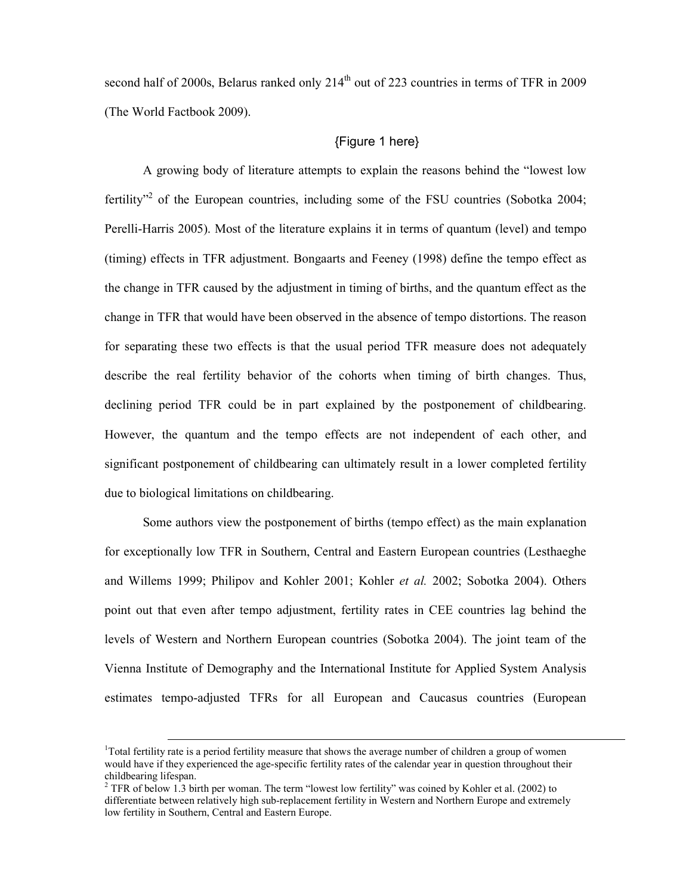second half of 2000s, Belarus ranked only 214th out of 223 countries in terms of TFR in 2009 (The World Factbook 2009).

{Figure 1 here}

A growing body of literature attempts to explain the reasons behind the "lowest low fertility"[2] of the European countries, including some of the FSU countries (Sobotka 2004; Perelli-Harris 2005). Most of the literature explains it in terms of quantum (level) and tempo (timing) effects in TFR adjustment. Bongaarts and Feeney (1998) define the tempo effect as the change in TFR caused by the adjustment in timing of births, and the quantum effect as the change in TFR that would have been observed in the absence of tempo distortions. The reason for separating these two effects is that the usual period TFR measure does not adequately describe the real fertility behavior of the cohorts when timing of birth changes. Thus, declining period TFR could be in part explained by the postponement of childbearing. However, the quantum and the tempo effects are not independent of each other, and significant postponement of childbearing can ultimately result in a lower completed fertility due to biological limitations on childbearing.

Some authors view the postponement of births (tempo effect) as the main explanation for exceptionally low TFR in Southern, Central and Eastern European countries (Lesthaeghe and Willems 1999; Philipov and Kohler 2001; Kohler *et al.* 2002; Sobotka 2004). Others point out that even after tempo adjustment, fertility rates in CEE countries lag behind the levels of Western and Northern European countries (Sobotka 2004). The joint team of the Vienna Institute of Demography and the International Institute for Applied System Analysis estimates tempo-adjusted TFRs for all European and Caucasus countries (European

---

[1] Total fertility rate is a period fertility measure that shows the average number of children a group of women would have if they experienced the age-specific fertility rates of the calendar year in question throughout their childbearing lifespan.

[2] TFR of below 1.3 birth per woman. The term "lowest low fertility" was coined by Kohler et al. (2002) to differentiate between relatively high sub-replacement fertility in Western and Northern Europe and extremely low fertility in Southern, Central and Eastern Europe.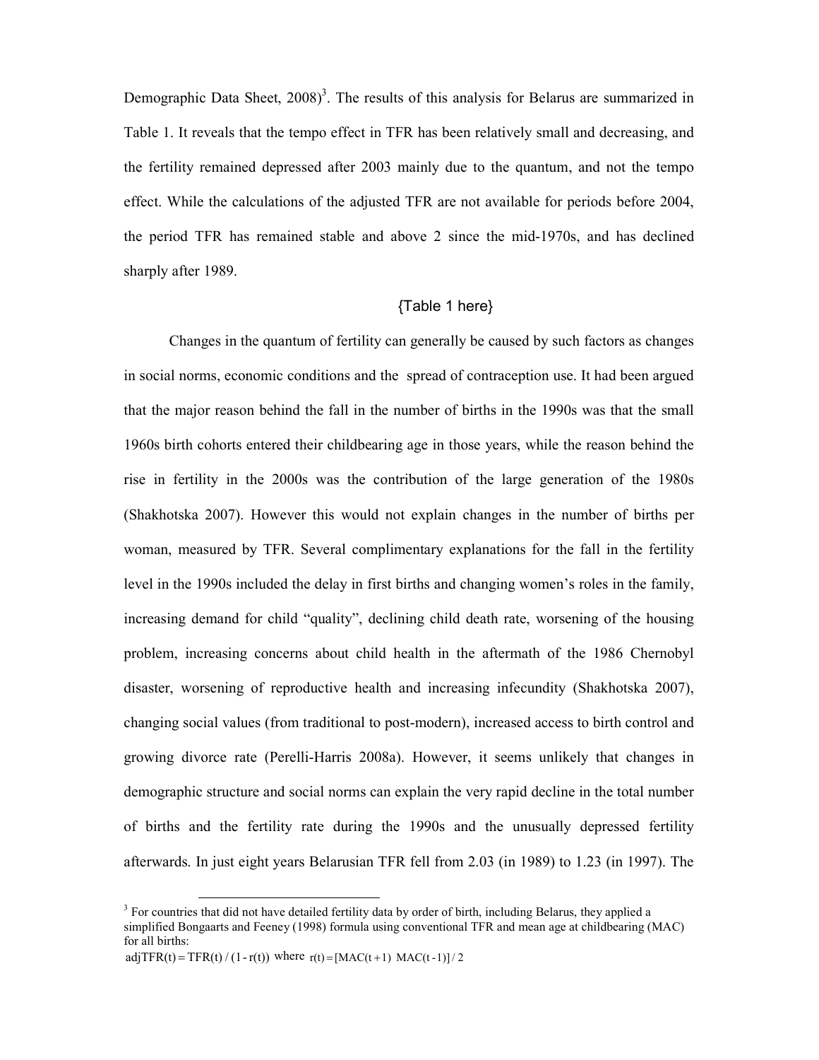Demographic Data Sheet, 2008)[3]. The results of this analysis for Belarus are summarized in Table 1. It reveals that the tempo effect in TFR has been relatively small and decreasing, and the fertility remained depressed after 2003 mainly due to the quantum, and not the tempo effect. While the calculations of the adjusted TFR are not available for periods before 2004, the period TFR has remained stable and above 2 since the mid-1970s, and has declined sharply after 1989.

{Table 1 here}

Changes in the quantum of fertility can generally be caused by such factors as changes in social norms, economic conditions and the spread of contraception use. It had been argued that the major reason behind the fall in the number of births in the 1990s was that the small 1960s birth cohorts entered their childbearing age in those years, while the reason behind the rise in fertility in the 2000s was the contribution of the large generation of the 1980s (Shakhotska 2007). However this would not explain changes in the number of births per woman, measured by TFR. Several complimentary explanations for the fall in the fertility level in the 1990s included the delay in first births and changing women's roles in the family, increasing demand for child "quality", declining child death rate, worsening of the housing problem, increasing concerns about child health in the aftermath of the 1986 Chernobyl disaster, worsening of reproductive health and increasing infecundity (Shakhotska 2007), changing social values (from traditional to post-modern), increased access to birth control and growing divorce rate (Perelli-Harris 2008a). However, it seems unlikely that changes in demographic structure and social norms can explain the very rapid decline in the total number of births and the fertility rate during the 1990s and the unusually depressed fertility afterwards. In just eight years Belarusian TFR fell from 2.03 (in 1989) to 1.23 (in 1997). The

---

[3] For countries that did not have detailed fertility data by order of birth, including Belarus, they applied a simplified Bongaarts and Feeney (1998) formula using conventional TFR and mean age at childbearing (MAC) for all births:

$adjTFR(t) = TFR(t) / (1 - r(t))$ where $r(t) = [MAC(t+1)\ \ MAC(t-1)] / 2$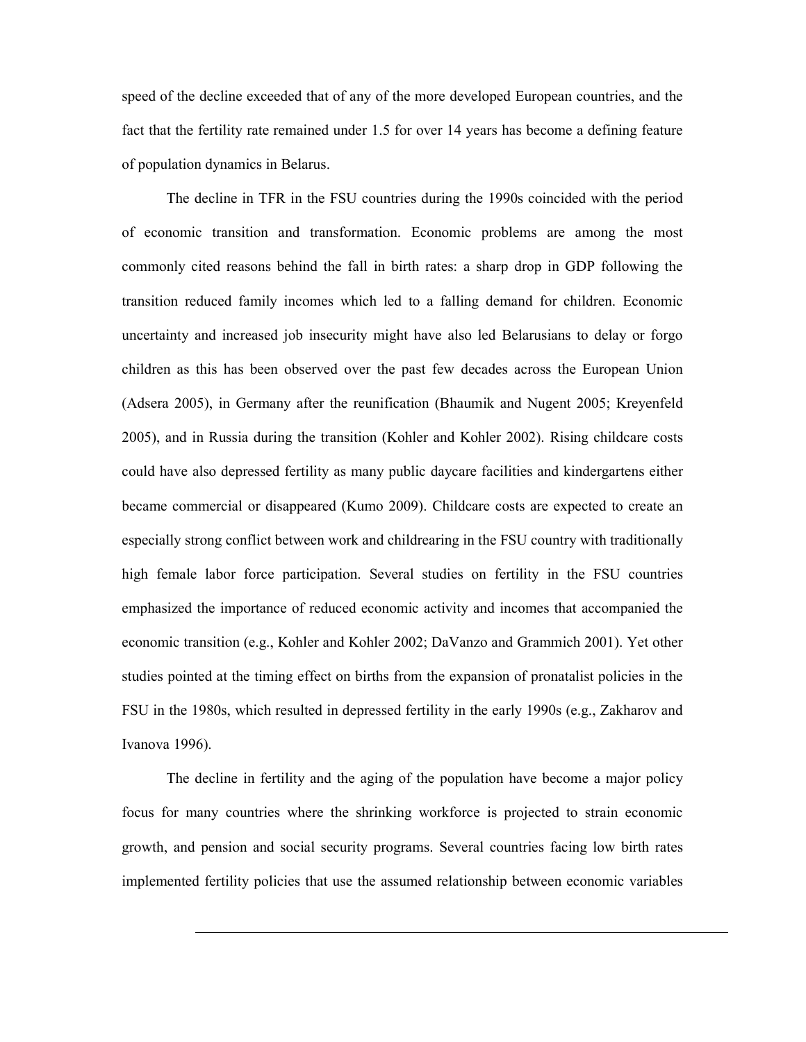speed of the decline exceeded that of any of the more developed European countries, and the fact that the fertility rate remained under 1.5 for over 14 years has become a defining feature of population dynamics in Belarus.

The decline in TFR in the FSU countries during the 1990s coincided with the period of economic transition and transformation. Economic problems are among the most commonly cited reasons behind the fall in birth rates: a sharp drop in GDP following the transition reduced family incomes which led to a falling demand for children. Economic uncertainty and increased job insecurity might have also led Belarusians to delay or forgo children as this has been observed over the past few decades across the European Union (Adsera 2005), in Germany after the reunification (Bhaumik and Nugent 2005; Kreyenfeld 2005), and in Russia during the transition (Kohler and Kohler 2002). Rising childcare costs could have also depressed fertility as many public daycare facilities and kindergartens either became commercial or disappeared (Kumo 2009). Childcare costs are expected to create an especially strong conflict between work and childrearing in the FSU country with traditionally high female labor force participation. Several studies on fertility in the FSU countries emphasized the importance of reduced economic activity and incomes that accompanied the economic transition (e.g., Kohler and Kohler 2002; DaVanzo and Grammich 2001). Yet other studies pointed at the timing effect on births from the expansion of pronatalist policies in the FSU in the 1980s, which resulted in depressed fertility in the early 1990s (e.g., Zakharov and Ivanova 1996).

The decline in fertility and the aging of the population have become a major policy focus for many countries where the shrinking workforce is projected to strain economic growth, and pension and social security programs. Several countries facing low birth rates implemented fertility policies that use the assumed relationship between economic variables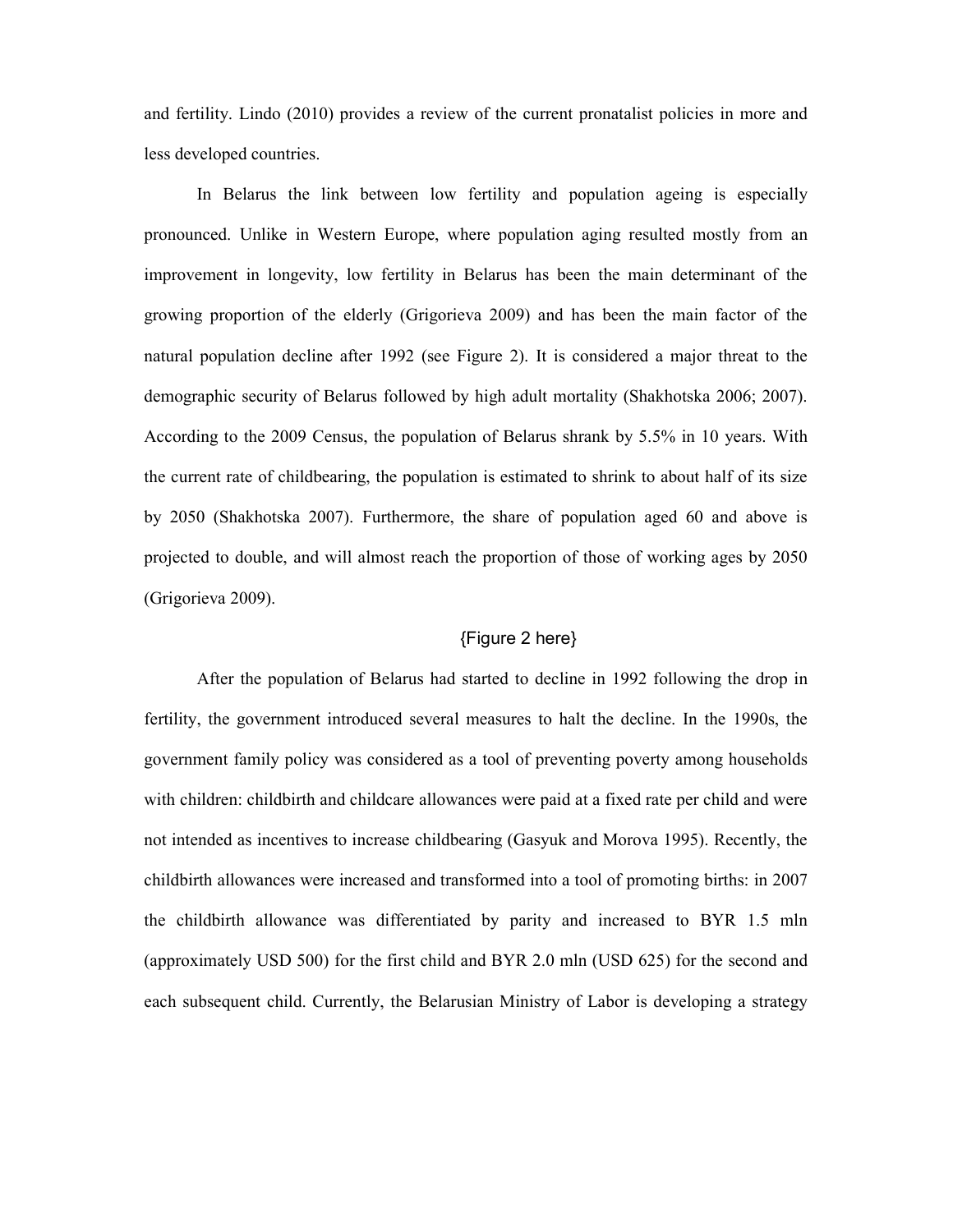and fertility. Lindo (2010) provides a review of the current pronatalist policies in more and less developed countries.

In Belarus the link between low fertility and population ageing is especially pronounced. Unlike in Western Europe, where population aging resulted mostly from an improvement in longevity, low fertility in Belarus has been the main determinant of the growing proportion of the elderly (Grigorieva 2009) and has been the main factor of the natural population decline after 1992 (see Figure 2). It is considered a major threat to the demographic security of Belarus followed by high adult mortality (Shakhotska 2006; 2007). According to the 2009 Census, the population of Belarus shrank by 5.5% in 10 years. With the current rate of childbearing, the population is estimated to shrink to about half of its size by 2050 (Shakhotska 2007). Furthermore, the share of population aged 60 and above is projected to double, and will almost reach the proportion of those of working ages by 2050 (Grigorieva 2009).

{Figure 2 here}

After the population of Belarus had started to decline in 1992 following the drop in fertility, the government introduced several measures to halt the decline. In the 1990s, the government family policy was considered as a tool of preventing poverty among households with children: childbirth and childcare allowances were paid at a fixed rate per child and were not intended as incentives to increase childbearing (Gasyuk and Morova 1995). Recently, the childbirth allowances were increased and transformed into a tool of promoting births: in 2007 the childbirth allowance was differentiated by parity and increased to BYR 1.5 mln (approximately USD 500) for the first child and BYR 2.0 mln (USD 625) for the second and each subsequent child. Currently, the Belarusian Ministry of Labor is developing a strategy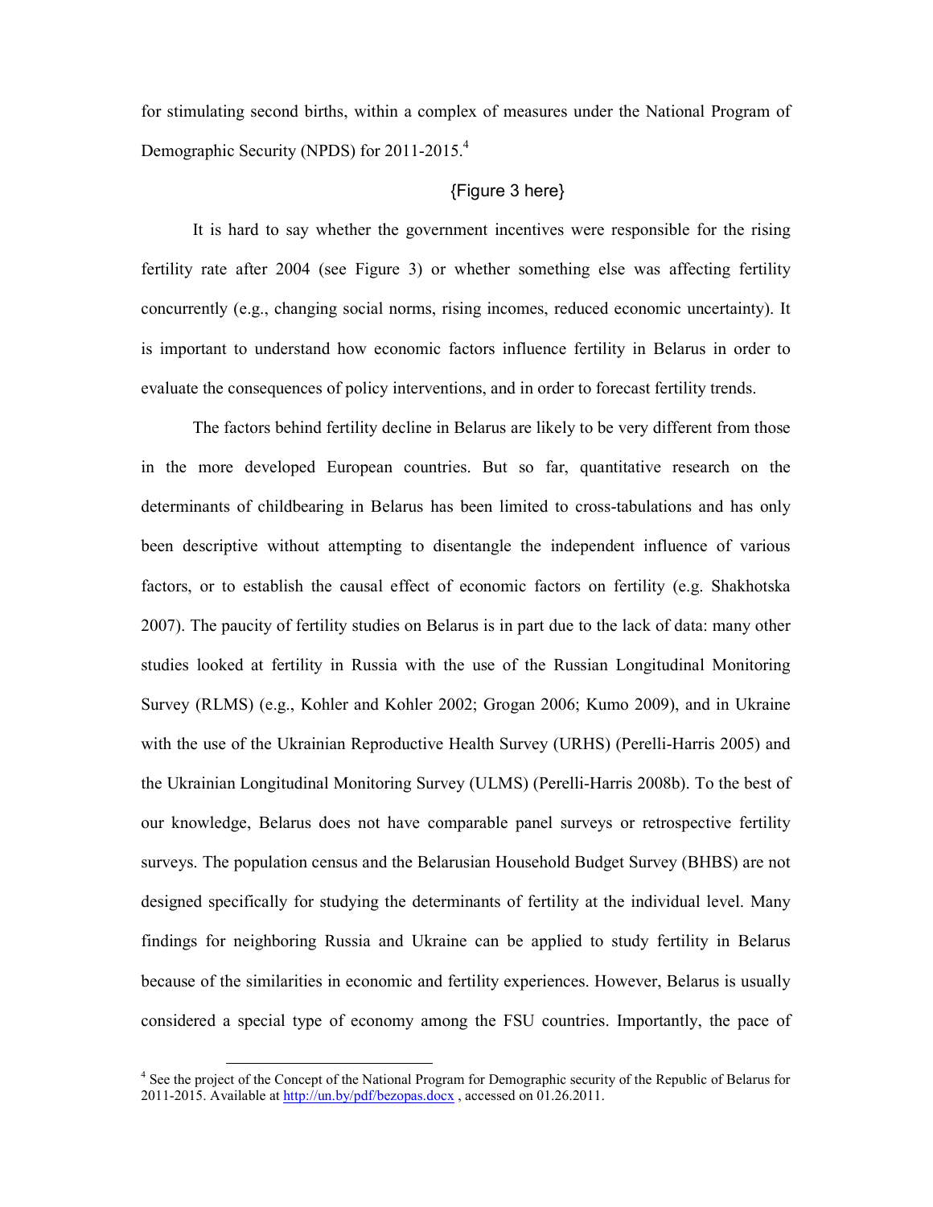for stimulating second births, within a complex of measures under the National Program of Demographic Security (NPDS) for 2011-2015.[4]

{Figure 3 here}

It is hard to say whether the government incentives were responsible for the rising fertility rate after 2004 (see Figure 3) or whether something else was affecting fertility concurrently (e.g., changing social norms, rising incomes, reduced economic uncertainty). It is important to understand how economic factors influence fertility in Belarus in order to evaluate the consequences of policy interventions, and in order to forecast fertility trends.

The factors behind fertility decline in Belarus are likely to be very different from those in the more developed European countries. But so far, quantitative research on the determinants of childbearing in Belarus has been limited to cross-tabulations and has only been descriptive without attempting to disentangle the independent influence of various factors, or to establish the causal effect of economic factors on fertility (e.g. Shakhotska 2007). The paucity of fertility studies on Belarus is in part due to the lack of data: many other studies looked at fertility in Russia with the use of the Russian Longitudinal Monitoring Survey (RLMS) (e.g., Kohler and Kohler 2002; Grogan 2006; Kumo 2009), and in Ukraine with the use of the Ukrainian Reproductive Health Survey (URHS) (Perelli-Harris 2005) and the Ukrainian Longitudinal Monitoring Survey (ULMS) (Perelli-Harris 2008b). To the best of our knowledge, Belarus does not have comparable panel surveys or retrospective fertility surveys. The population census and the Belarusian Household Budget Survey (BHBS) are not designed specifically for studying the determinants of fertility at the individual level. Many findings for neighboring Russia and Ukraine can be applied to study fertility in Belarus because of the similarities in economic and fertility experiences. However, Belarus is usually considered a special type of economy among the FSU countries. Importantly, the pace of

[4] See the project of the Concept of the National Program for Demographic security of the Republic of Belarus for 2011-2015. Available at http://un.by/pdf/bezopas.docx , accessed on 01.26.2011.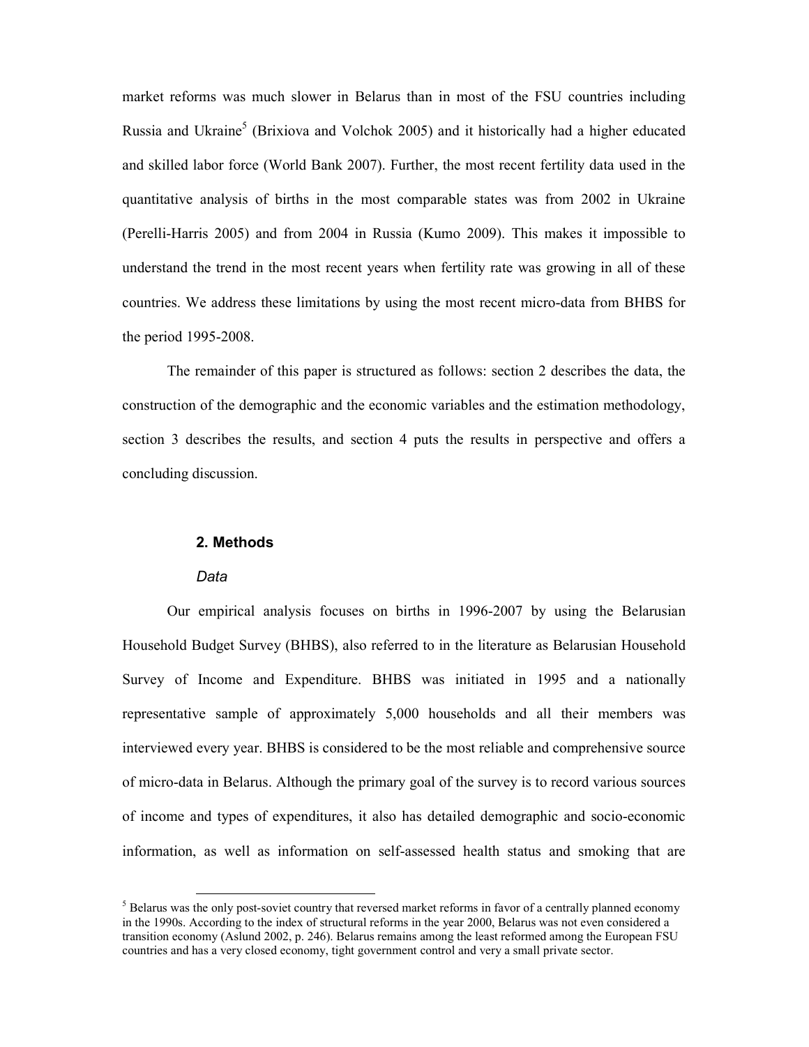market reforms was much slower in Belarus than in most of the FSU countries including Russia and Ukraine[5] (Brixiova and Volchok 2005) and it historically had a higher educated and skilled labor force (World Bank 2007). Further, the most recent fertility data used in the quantitative analysis of births in the most comparable states was from 2002 in Ukraine (Perelli-Harris 2005) and from 2004 in Russia (Kumo 2009). This makes it impossible to understand the trend in the most recent years when fertility rate was growing in all of these countries. We address these limitations by using the most recent micro-data from BHBS for the period 1995-2008.

The remainder of this paper is structured as follows: section 2 describes the data, the construction of the demographic and the economic variables and the estimation methodology, section 3 describes the results, and section 4 puts the results in perspective and offers a concluding discussion.

## 2. Methods

### *Data*

Our empirical analysis focuses on births in 1996-2007 by using the Belarusian Household Budget Survey (BHBS), also referred to in the literature as Belarusian Household Survey of Income and Expenditure. BHBS was initiated in 1995 and a nationally representative sample of approximately 5,000 households and all their members was interviewed every year. BHBS is considered to be the most reliable and comprehensive source of micro-data in Belarus. Although the primary goal of the survey is to record various sources of income and types of expenditures, it also has detailed demographic and socio-economic information, as well as information on self-assessed health status and smoking that are

[5] Belarus was the only post-soviet country that reversed market reforms in favor of a centrally planned economy in the 1990s. According to the index of structural reforms in the year 2000, Belarus was not even considered a transition economy (Aslund 2002, p. 246). Belarus remains among the least reformed among the European FSU countries and has a very closed economy, tight government control and very a small private sector.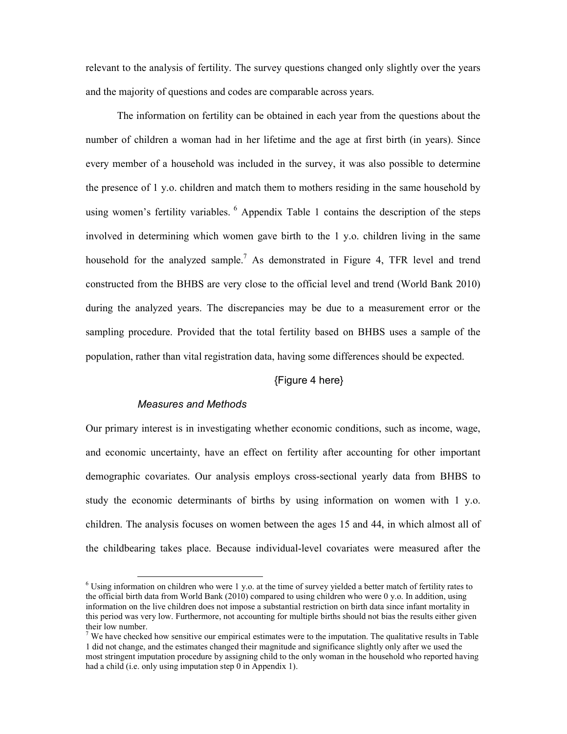relevant to the analysis of fertility. The survey questions changed only slightly over the years and the majority of questions and codes are comparable across years.

The information on fertility can be obtained in each year from the questions about the number of children a woman had in her lifetime and the age at first birth (in years). Since every member of a household was included in the survey, it was also possible to determine the presence of 1 y.o. children and match them to mothers residing in the same household by using women's fertility variables. [6] Appendix Table 1 contains the description of the steps involved in determining which women gave birth to the 1 y.o. children living in the same household for the analyzed sample.[7] As demonstrated in Figure 4, TFR level and trend constructed from the BHBS are very close to the official level and trend (World Bank 2010) during the analyzed years. The discrepancies may be due to a measurement error or the sampling procedure. Provided that the total fertility based on BHBS uses a sample of the population, rather than vital registration data, having some differences should be expected.

{Figure 4 here}

### *Measures and Methods*

Our primary interest is in investigating whether economic conditions, such as income, wage, and economic uncertainty, have an effect on fertility after accounting for other important demographic covariates. Our analysis employs cross-sectional yearly data from BHBS to study the economic determinants of births by using information on women with 1 y.o. children. The analysis focuses on women between the ages 15 and 44, in which almost all of the childbearing takes place. Because individual-level covariates were measured after the

[6] Using information on children who were 1 y.o. at the time of survey yielded a better match of fertility rates to the official birth data from World Bank (2010) compared to using children who were 0 y.o. In addition, using information on the live children does not impose a substantial restriction on birth data since infant mortality in this period was very low. Furthermore, not accounting for multiple births should not bias the results either given their low number.

[7] We have checked how sensitive our empirical estimates were to the imputation. The qualitative results in Table 1 did not change, and the estimates changed their magnitude and significance slightly only after we used the most stringent imputation procedure by assigning child to the only woman in the household who reported having had a child (i.e. only using imputation step 0 in Appendix 1).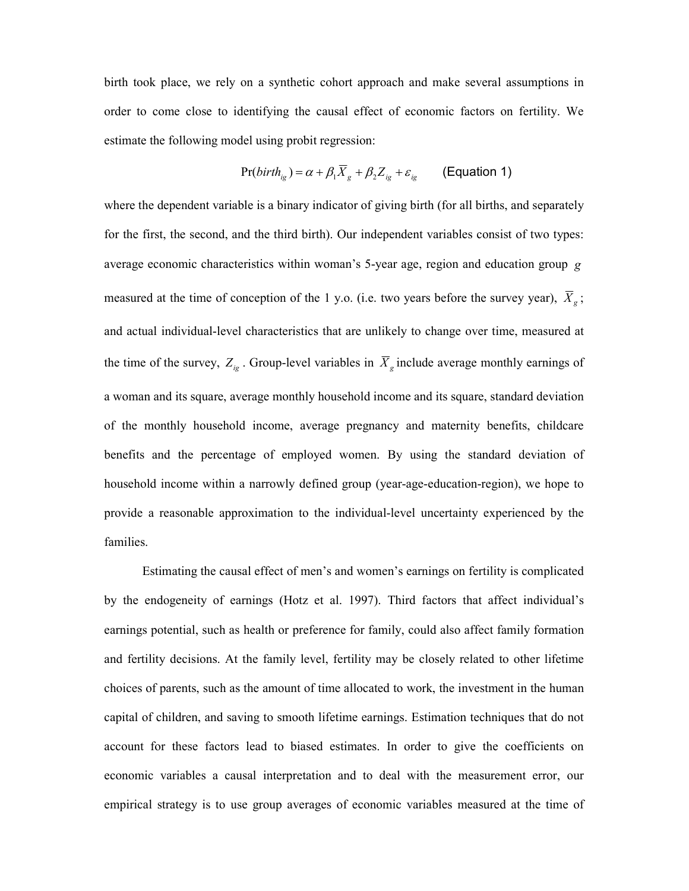birth took place, we rely on a synthetic cohort approach and make several assumptions in order to come close to identifying the causal effect of economic factors on fertility. We estimate the following model using probit regression:

$$\Pr(birth_{ig}) = \alpha + \beta_1 \overline{X}_g + \beta_2 Z_{ig} + \varepsilon_{ig} \qquad \text{(Equation 1)}$$

where the dependent variable is a binary indicator of giving birth (for all births, and separately for the first, the second, and the third birth). Our independent variables consist of two types: average economic characteristics within woman's 5-year age, region and education group $g$ measured at the time of conception of the 1 y.o. (i.e. two years before the survey year), $\overline{X}_g$; and actual individual-level characteristics that are unlikely to change over time, measured at the time of the survey, $Z_{ig}$. Group-level variables in $\overline{X}_g$ include average monthly earnings of a woman and its square, average monthly household income and its square, standard deviation of the monthly household income, average pregnancy and maternity benefits, childcare benefits and the percentage of employed women. By using the standard deviation of household income within a narrowly defined group (year-age-education-region), we hope to provide a reasonable approximation to the individual-level uncertainty experienced by the families.

Estimating the causal effect of men's and women's earnings on fertility is complicated by the endogeneity of earnings (Hotz et al. 1997). Third factors that affect individual's earnings potential, such as health or preference for family, could also affect family formation and fertility decisions. At the family level, fertility may be closely related to other lifetime choices of parents, such as the amount of time allocated to work, the investment in the human capital of children, and saving to smooth lifetime earnings. Estimation techniques that do not account for these factors lead to biased estimates. In order to give the coefficients on economic variables a causal interpretation and to deal with the measurement error, our empirical strategy is to use group averages of economic variables measured at the time of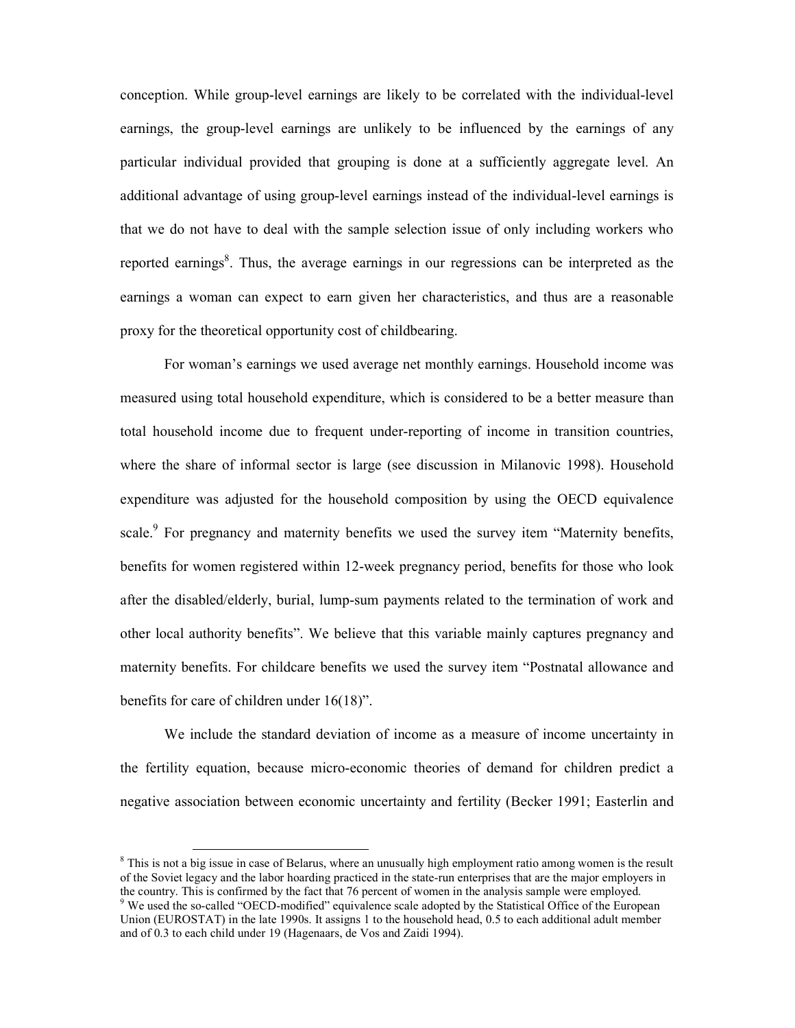conception. While group-level earnings are likely to be correlated with the individual-level earnings, the group-level earnings are unlikely to be influenced by the earnings of any particular individual provided that grouping is done at a sufficiently aggregate level. An additional advantage of using group-level earnings instead of the individual-level earnings is that we do not have to deal with the sample selection issue of only including workers who reported earnings[8]. Thus, the average earnings in our regressions can be interpreted as the earnings a woman can expect to earn given her characteristics, and thus are a reasonable proxy for the theoretical opportunity cost of childbearing.

For woman's earnings we used average net monthly earnings. Household income was measured using total household expenditure, which is considered to be a better measure than total household income due to frequent under-reporting of income in transition countries, where the share of informal sector is large (see discussion in Milanovic 1998). Household expenditure was adjusted for the household composition by using the OECD equivalence scale.[9] For pregnancy and maternity benefits we used the survey item "Maternity benefits, benefits for women registered within 12-week pregnancy period, benefits for those who look after the disabled/elderly, burial, lump-sum payments related to the termination of work and other local authority benefits". We believe that this variable mainly captures pregnancy and maternity benefits. For childcare benefits we used the survey item "Postnatal allowance and benefits for care of children under 16(18)".

We include the standard deviation of income as a measure of income uncertainty in the fertility equation, because micro-economic theories of demand for children predict a negative association between economic uncertainty and fertility (Becker 1991; Easterlin and

---

[8] This is not a big issue in case of Belarus, where an unusually high employment ratio among women is the result of the Soviet legacy and the labor hoarding practiced in the state-run enterprises that are the major employers in the country. This is confirmed by the fact that 76 percent of women in the analysis sample were employed.

[9] We used the so-called "OECD-modified" equivalence scale adopted by the Statistical Office of the European Union (EUROSTAT) in the late 1990s. It assigns 1 to the household head, 0.5 to each additional adult member and of 0.3 to each child under 19 (Hagenaars, de Vos and Zaidi 1994).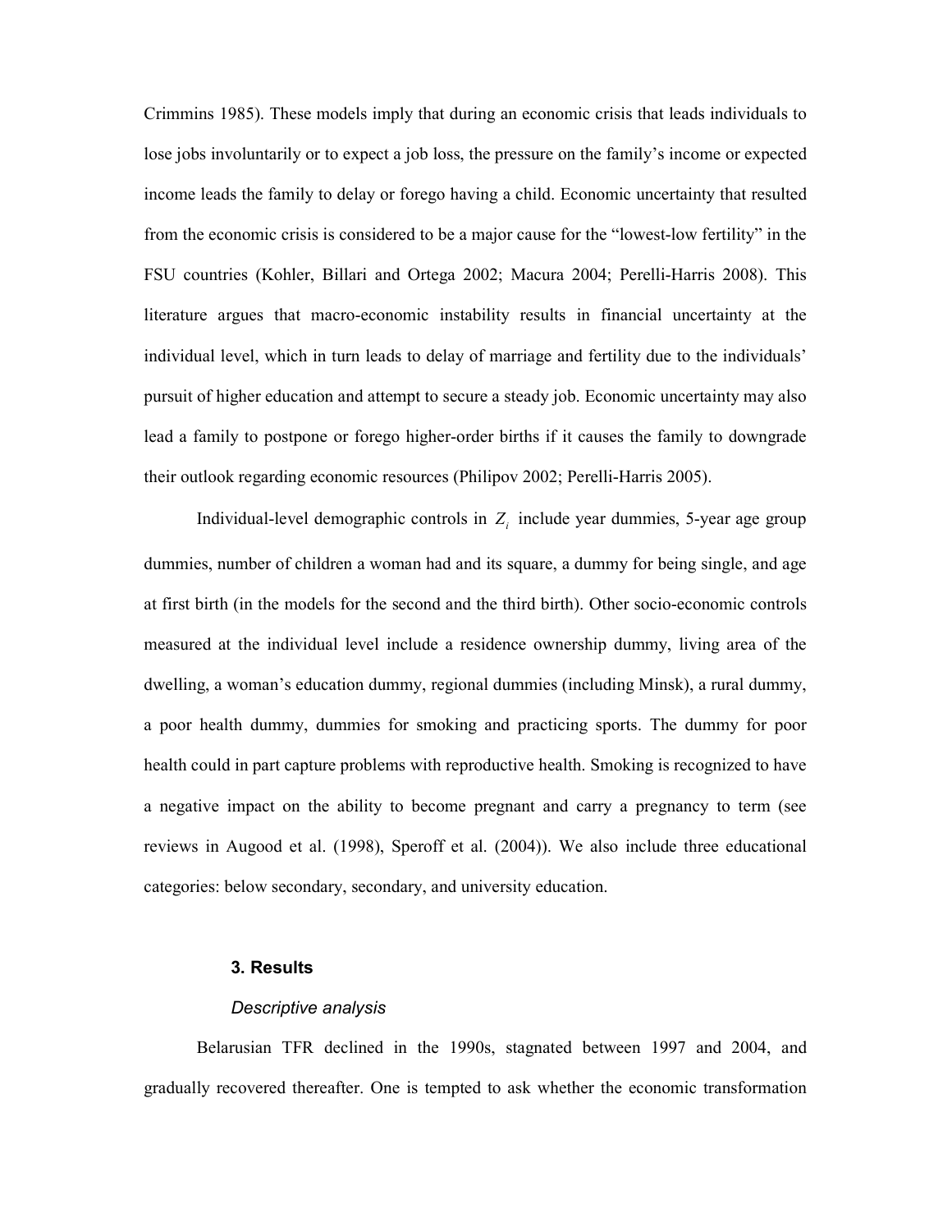Crimmins 1985). These models imply that during an economic crisis that leads individuals to lose jobs involuntarily or to expect a job loss, the pressure on the family's income or expected income leads the family to delay or forego having a child. Economic uncertainty that resulted from the economic crisis is considered to be a major cause for the "lowest-low fertility" in the FSU countries (Kohler, Billari and Ortega 2002; Macura 2004; Perelli-Harris 2008). This literature argues that macro-economic instability results in financial uncertainty at the individual level, which in turn leads to delay of marriage and fertility due to the individuals' pursuit of higher education and attempt to secure a steady job. Economic uncertainty may also lead a family to postpone or forego higher-order births if it causes the family to downgrade their outlook regarding economic resources (Philipov 2002; Perelli-Harris 2005).

Individual-level demographic controls in $Z_i$ include year dummies, 5-year age group dummies, number of children a woman had and its square, a dummy for being single, and age at first birth (in the models for the second and the third birth). Other socio-economic controls measured at the individual level include a residence ownership dummy, living area of the dwelling, a woman's education dummy, regional dummies (including Minsk), a rural dummy, a poor health dummy, dummies for smoking and practicing sports. The dummy for poor health could in part capture problems with reproductive health. Smoking is recognized to have a negative impact on the ability to become pregnant and carry a pregnancy to term (see reviews in Augood et al. (1998), Speroff et al. (2004)). We also include three educational categories: below secondary, secondary, and university education.

### 3. Results

#### *Descriptive analysis*

Belarusian TFR declined in the 1990s, stagnated between 1997 and 2004, and gradually recovered thereafter. One is tempted to ask whether the economic transformation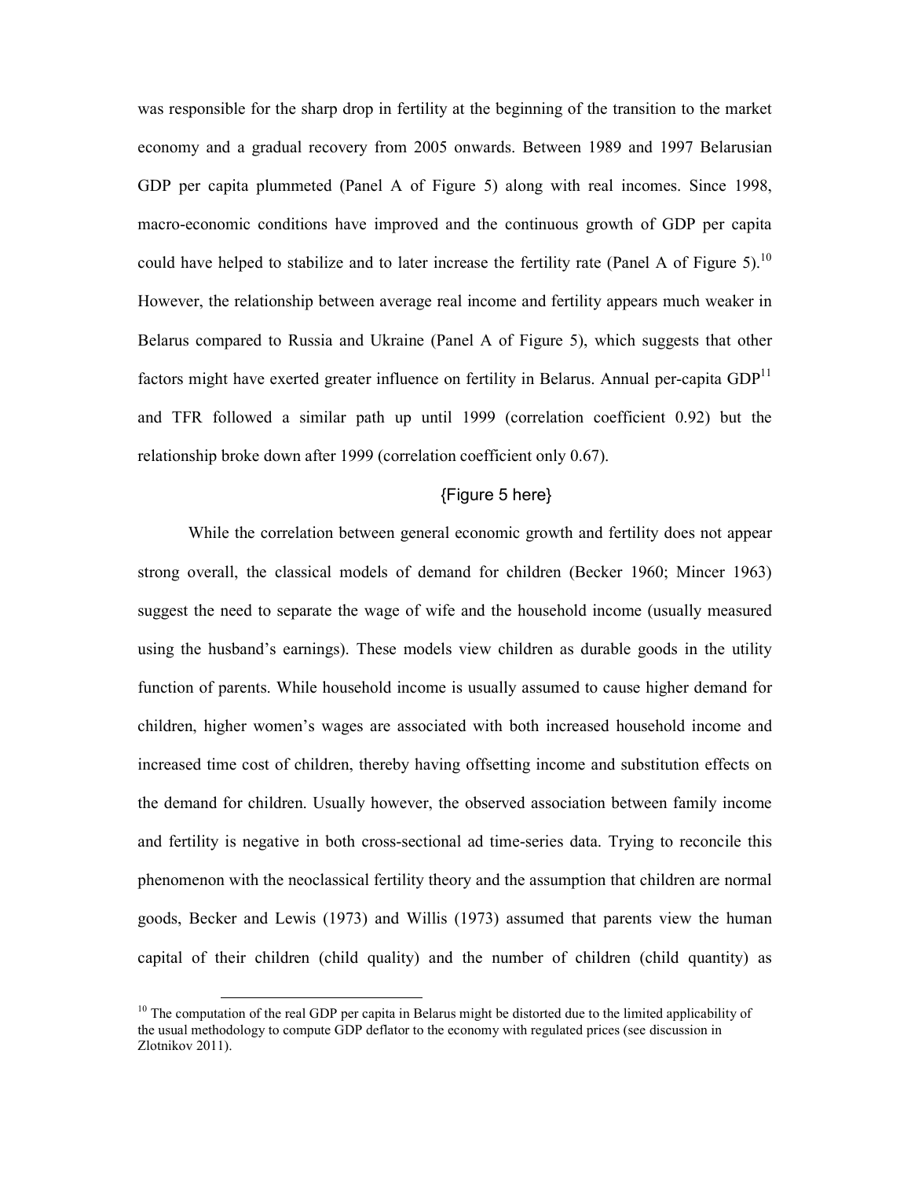was responsible for the sharp drop in fertility at the beginning of the transition to the market economy and a gradual recovery from 2005 onwards. Between 1989 and 1997 Belarusian GDP per capita plummeted (Panel A of Figure 5) along with real incomes. Since 1998, macro-economic conditions have improved and the continuous growth of GDP per capita could have helped to stabilize and to later increase the fertility rate (Panel A of Figure 5).[10] However, the relationship between average real income and fertility appears much weaker in Belarus compared to Russia and Ukraine (Panel A of Figure 5), which suggests that other factors might have exerted greater influence on fertility in Belarus. Annual per-capita GDP[11] and TFR followed a similar path up until 1999 (correlation coefficient 0.92) but the relationship broke down after 1999 (correlation coefficient only 0.67).

{Figure 5 here}

While the correlation between general economic growth and fertility does not appear strong overall, the classical models of demand for children (Becker 1960; Mincer 1963) suggest the need to separate the wage of wife and the household income (usually measured using the husband's earnings). These models view children as durable goods in the utility function of parents. While household income is usually assumed to cause higher demand for children, higher women's wages are associated with both increased household income and increased time cost of children, thereby having offsetting income and substitution effects on the demand for children. Usually however, the observed association between family income and fertility is negative in both cross-sectional ad time-series data. Trying to reconcile this phenomenon with the neoclassical fertility theory and the assumption that children are normal goods, Becker and Lewis (1973) and Willis (1973) assumed that parents view the human capital of their children (child quality) and the number of children (child quantity) as

[10] The computation of the real GDP per capita in Belarus might be distorted due to the limited applicability of the usual methodology to compute GDP deflator to the economy with regulated prices (see discussion in Zlotnikov 2011).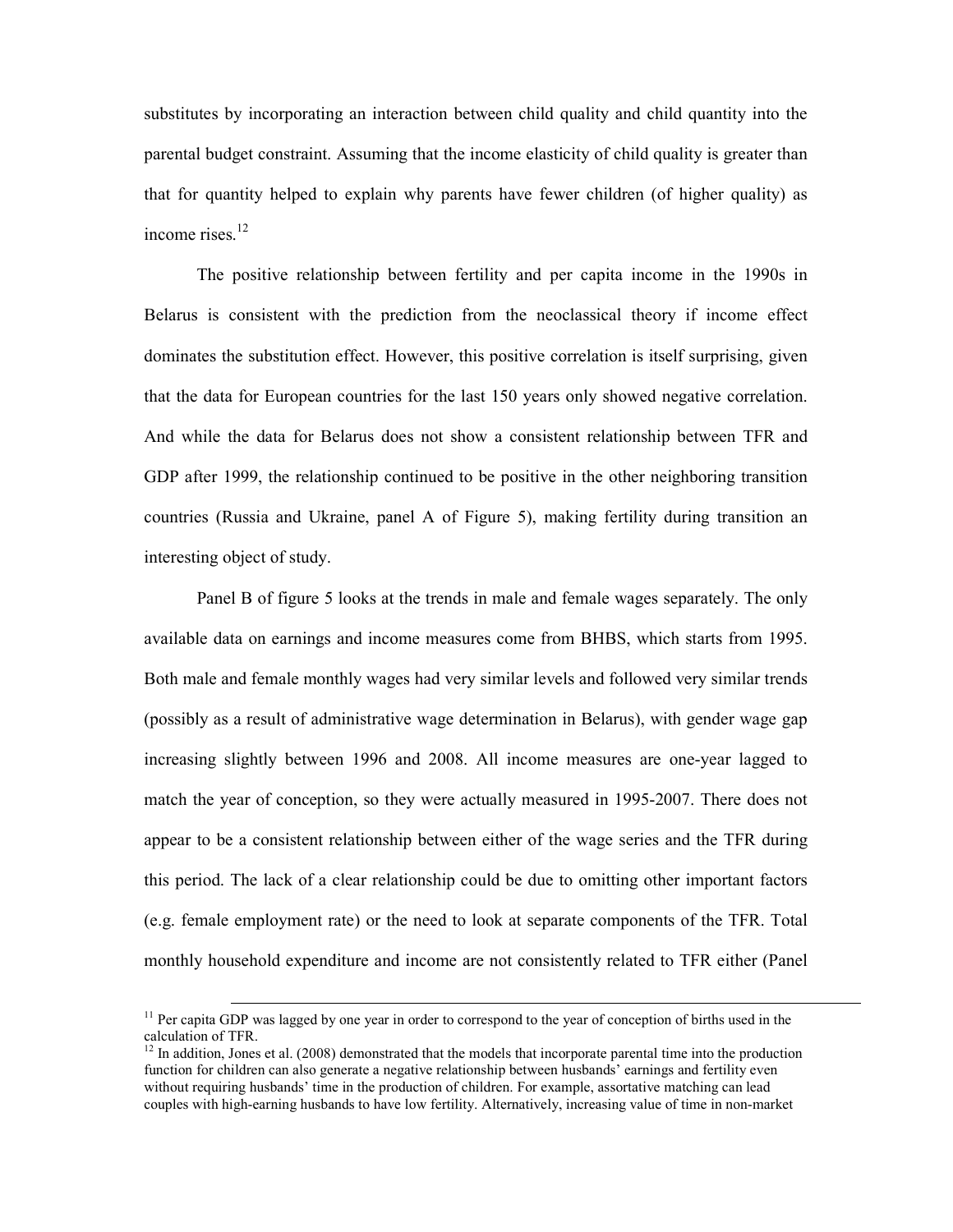substitutes by incorporating an interaction between child quality and child quantity into the parental budget constraint. Assuming that the income elasticity of child quality is greater than that for quantity helped to explain why parents have fewer children (of higher quality) as income rises.[12]

The positive relationship between fertility and per capita income in the 1990s in Belarus is consistent with the prediction from the neoclassical theory if income effect dominates the substitution effect. However, this positive correlation is itself surprising, given that the data for European countries for the last 150 years only showed negative correlation. And while the data for Belarus does not show a consistent relationship between TFR and GDP after 1999, the relationship continued to be positive in the other neighboring transition countries (Russia and Ukraine, panel A of Figure 5), making fertility during transition an interesting object of study.

Panel B of figure 5 looks at the trends in male and female wages separately. The only available data on earnings and income measures come from BHBS, which starts from 1995. Both male and female monthly wages had very similar levels and followed very similar trends (possibly as a result of administrative wage determination in Belarus), with gender wage gap increasing slightly between 1996 and 2008. All income measures are one-year lagged to match the year of conception, so they were actually measured in 1995-2007. There does not appear to be a consistent relationship between either of the wage series and the TFR during this period. The lack of a clear relationship could be due to omitting other important factors (e.g. female employment rate) or the need to look at separate components of the TFR. Total monthly household expenditure and income are not consistently related to TFR either (Panel

[11] Per capita GDP was lagged by one year in order to correspond to the year of conception of births used in the calculation of TFR.

[12] In addition, Jones et al. (2008) demonstrated that the models that incorporate parental time into the production function for children can also generate a negative relationship between husbands' earnings and fertility even without requiring husbands' time in the production of children. For example, assortative matching can lead couples with high-earning husbands to have low fertility. Alternatively, increasing value of time in non-market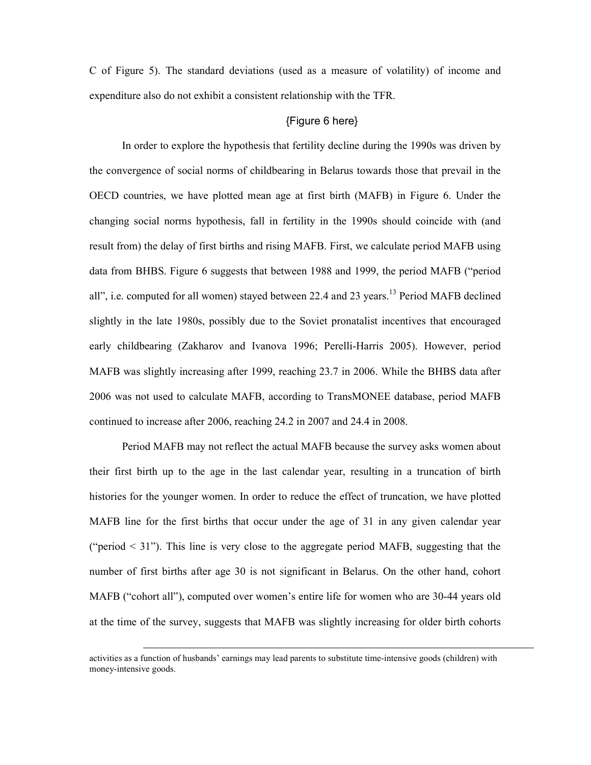C of Figure 5). The standard deviations (used as a measure of volatility) of income and expenditure also do not exhibit a consistent relationship with the TFR.

{Figure 6 here}

In order to explore the hypothesis that fertility decline during the 1990s was driven by the convergence of social norms of childbearing in Belarus towards those that prevail in the OECD countries, we have plotted mean age at first birth (MAFB) in Figure 6. Under the changing social norms hypothesis, fall in fertility in the 1990s should coincide with (and result from) the delay of first births and rising MAFB. First, we calculate period MAFB using data from BHBS. Figure 6 suggests that between 1988 and 1999, the period MAFB ("period all", i.e. computed for all women) stayed between 22.4 and 23 years.[13] Period MAFB declined slightly in the late 1980s, possibly due to the Soviet pronatalist incentives that encouraged early childbearing (Zakharov and Ivanova 1996; Perelli-Harris 2005). However, period MAFB was slightly increasing after 1999, reaching 23.7 in 2006. While the BHBS data after 2006 was not used to calculate MAFB, according to TransMONEE database, period MAFB continued to increase after 2006, reaching 24.2 in 2007 and 24.4 in 2008.

Period MAFB may not reflect the actual MAFB because the survey asks women about their first birth up to the age in the last calendar year, resulting in a truncation of birth histories for the younger women. In order to reduce the effect of truncation, we have plotted MAFB line for the first births that occur under the age of 31 in any given calendar year ("period < 31"). This line is very close to the aggregate period MAFB, suggesting that the number of first births after age 30 is not significant in Belarus. On the other hand, cohort MAFB ("cohort all"), computed over women's entire life for women who are 30-44 years old at the time of the survey, suggests that MAFB was slightly increasing for older birth cohorts

---

activities as a function of husbands' earnings may lead parents to substitute time-intensive goods (children) with money-intensive goods.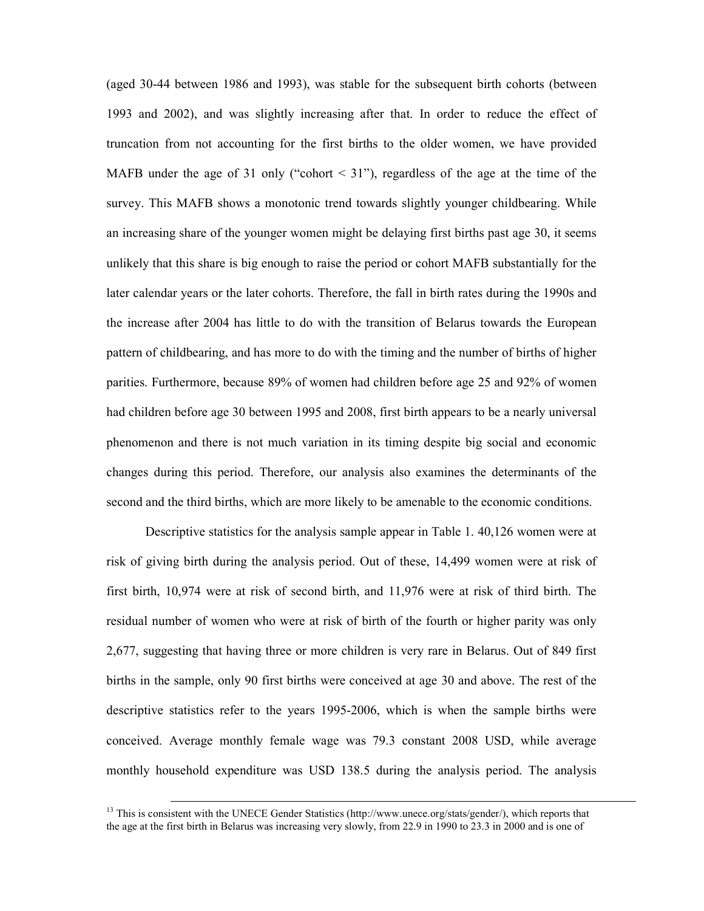(aged 30-44 between 1986 and 1993), was stable for the subsequent birth cohorts (between 1993 and 2002), and was slightly increasing after that. In order to reduce the effect of truncation from not accounting for the first births to the older women, we have provided MAFB under the age of 31 only ("cohort < 31"), regardless of the age at the time of the survey. This MAFB shows a monotonic trend towards slightly younger childbearing. While an increasing share of the younger women might be delaying first births past age 30, it seems unlikely that this share is big enough to raise the period or cohort MAFB substantially for the later calendar years or the later cohorts. Therefore, the fall in birth rates during the 1990s and the increase after 2004 has little to do with the transition of Belarus towards the European pattern of childbearing, and has more to do with the timing and the number of births of higher parities. Furthermore, because 89% of women had children before age 25 and 92% of women had children before age 30 between 1995 and 2008, first birth appears to be a nearly universal phenomenon and there is not much variation in its timing despite big social and economic changes during this period. Therefore, our analysis also examines the determinants of the second and the third births, which are more likely to be amenable to the economic conditions.

Descriptive statistics for the analysis sample appear in Table 1. 40,126 women were at risk of giving birth during the analysis period. Out of these, 14,499 women were at risk of first birth, 10,974 were at risk of second birth, and 11,976 were at risk of third birth. The residual number of women who were at risk of birth of the fourth or higher parity was only 2,677, suggesting that having three or more children is very rare in Belarus. Out of 849 first births in the sample, only 90 first births were conceived at age 30 and above. The rest of the descriptive statistics refer to the years 1995-2006, which is when the sample births were conceived. Average monthly female wage was 79.3 constant 2008 USD, while average monthly household expenditure was USD 138.5 during the analysis period. The analysis

[13] This is consistent with the UNECE Gender Statistics (http://www.unece.org/stats/gender/), which reports that the age at the first birth in Belarus was increasing very slowly, from 22.9 in 1990 to 23.3 in 2000 and is one of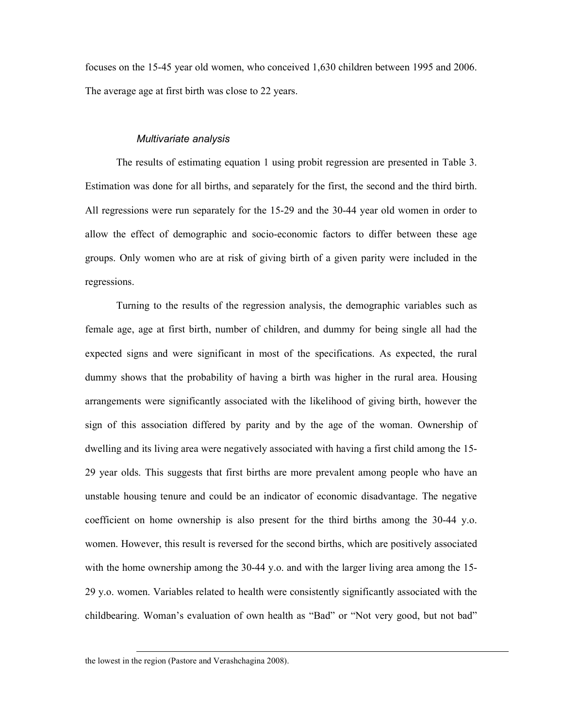focuses on the 15-45 year old women, who conceived 1,630 children between 1995 and 2006. The average age at first birth was close to 22 years.

### *Multivariate analysis*

The results of estimating equation 1 using probit regression are presented in Table 3. Estimation was done for all births, and separately for the first, the second and the third birth. All regressions were run separately for the 15-29 and the 30-44 year old women in order to allow the effect of demographic and socio-economic factors to differ between these age groups. Only women who are at risk of giving birth of a given parity were included in the regressions.

Turning to the results of the regression analysis, the demographic variables such as female age, age at first birth, number of children, and dummy for being single all had the expected signs and were significant in most of the specifications. As expected, the rural dummy shows that the probability of having a birth was higher in the rural area. Housing arrangements were significantly associated with the likelihood of giving birth, however the sign of this association differed by parity and by the age of the woman. Ownership of dwelling and its living area were negatively associated with having a first child among the 15-29 year olds. This suggests that first births are more prevalent among people who have an unstable housing tenure and could be an indicator of economic disadvantage. The negative coefficient on home ownership is also present for the third births among the 30-44 y.o. women. However, this result is reversed for the second births, which are positively associated with the home ownership among the 30-44 y.o. and with the larger living area among the 15-29 y.o. women. Variables related to health were consistently significantly associated with the childbearing. Woman's evaluation of own health as "Bad" or "Not very good, but not bad"

---

the lowest in the region (Pastore and Verashchagina 2008).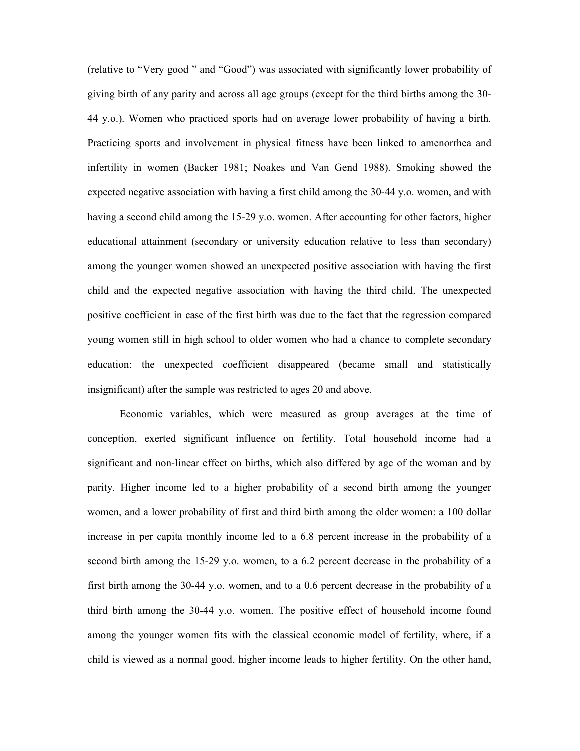(relative to "Very good " and "Good") was associated with significantly lower probability of giving birth of any parity and across all age groups (except for the third births among the 30-44 y.o.). Women who practiced sports had on average lower probability of having a birth. Practicing sports and involvement in physical fitness have been linked to amenorrhea and infertility in women (Backer 1981; Noakes and Van Gend 1988). Smoking showed the expected negative association with having a first child among the 30-44 y.o. women, and with having a second child among the 15-29 y.o. women. After accounting for other factors, higher educational attainment (secondary or university education relative to less than secondary) among the younger women showed an unexpected positive association with having the first child and the expected negative association with having the third child. The unexpected positive coefficient in case of the first birth was due to the fact that the regression compared young women still in high school to older women who had a chance to complete secondary education: the unexpected coefficient disappeared (became small and statistically insignificant) after the sample was restricted to ages 20 and above.

Economic variables, which were measured as group averages at the time of conception, exerted significant influence on fertility. Total household income had a significant and non-linear effect on births, which also differed by age of the woman and by parity. Higher income led to a higher probability of a second birth among the younger women, and a lower probability of first and third birth among the older women: a 100 dollar increase in per capita monthly income led to a 6.8 percent increase in the probability of a second birth among the 15-29 y.o. women, to a 6.2 percent decrease in the probability of a first birth among the 30-44 y.o. women, and to a 0.6 percent decrease in the probability of a third birth among the 30-44 y.o. women. The positive effect of household income found among the younger women fits with the classical economic model of fertility, where, if a child is viewed as a normal good, higher income leads to higher fertility. On the other hand,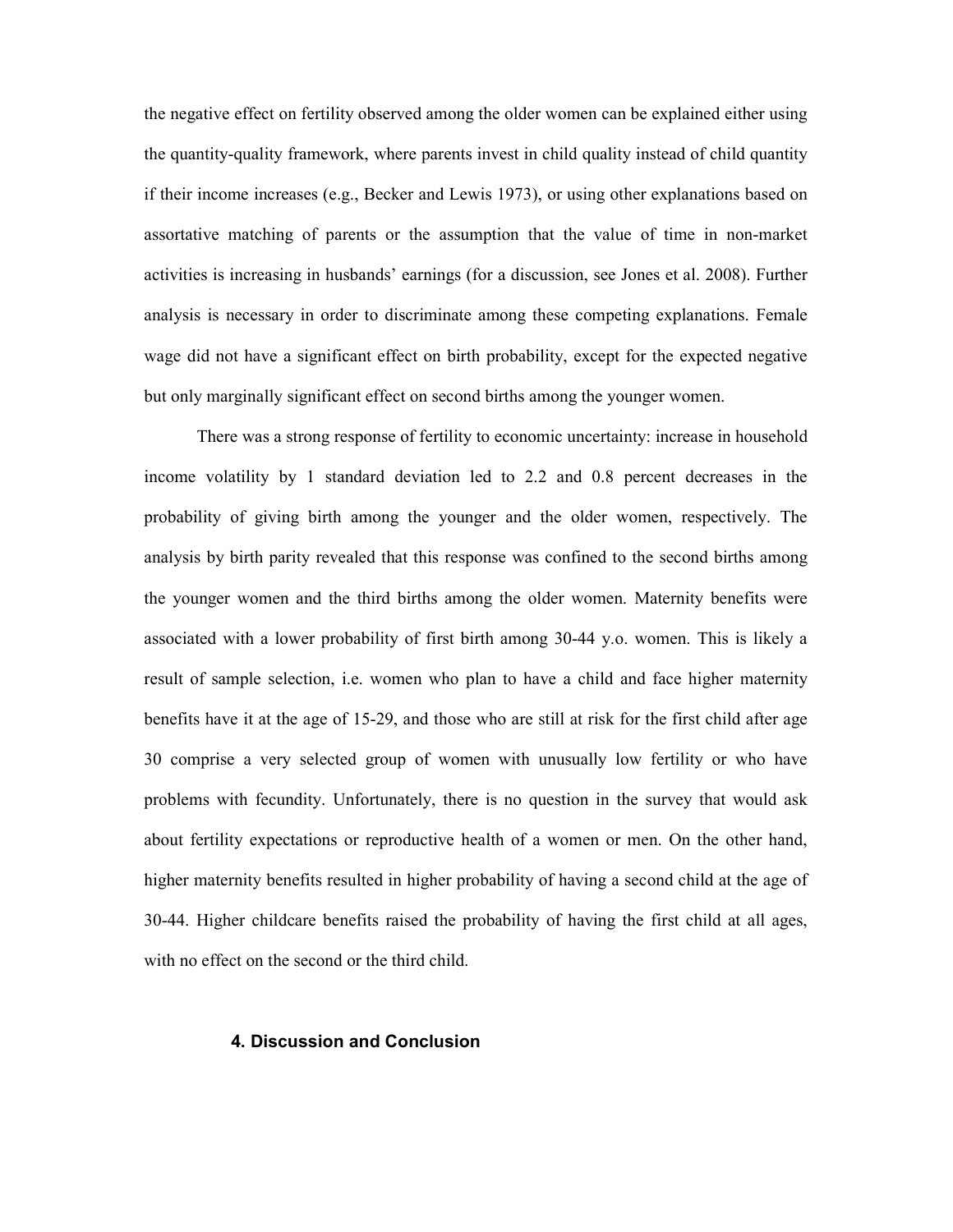the negative effect on fertility observed among the older women can be explained either using the quantity-quality framework, where parents invest in child quality instead of child quantity if their income increases (e.g., Becker and Lewis 1973), or using other explanations based on assortative matching of parents or the assumption that the value of time in non-market activities is increasing in husbands' earnings (for a discussion, see Jones et al. 2008). Further analysis is necessary in order to discriminate among these competing explanations. Female wage did not have a significant effect on birth probability, except for the expected negative but only marginally significant effect on second births among the younger women.

There was a strong response of fertility to economic uncertainty: increase in household income volatility by 1 standard deviation led to 2.2 and 0.8 percent decreases in the probability of giving birth among the younger and the older women, respectively. The analysis by birth parity revealed that this response was confined to the second births among the younger women and the third births among the older women. Maternity benefits were associated with a lower probability of first birth among 30-44 y.o. women. This is likely a result of sample selection, i.e. women who plan to have a child and face higher maternity benefits have it at the age of 15-29, and those who are still at risk for the first child after age 30 comprise a very selected group of women with unusually low fertility or who have problems with fecundity. Unfortunately, there is no question in the survey that would ask about fertility expectations or reproductive health of a women or men. On the other hand, higher maternity benefits resulted in higher probability of having a second child at the age of 30-44. Higher childcare benefits raised the probability of having the first child at all ages, with no effect on the second or the third child.

## 4. Discussion and Conclusion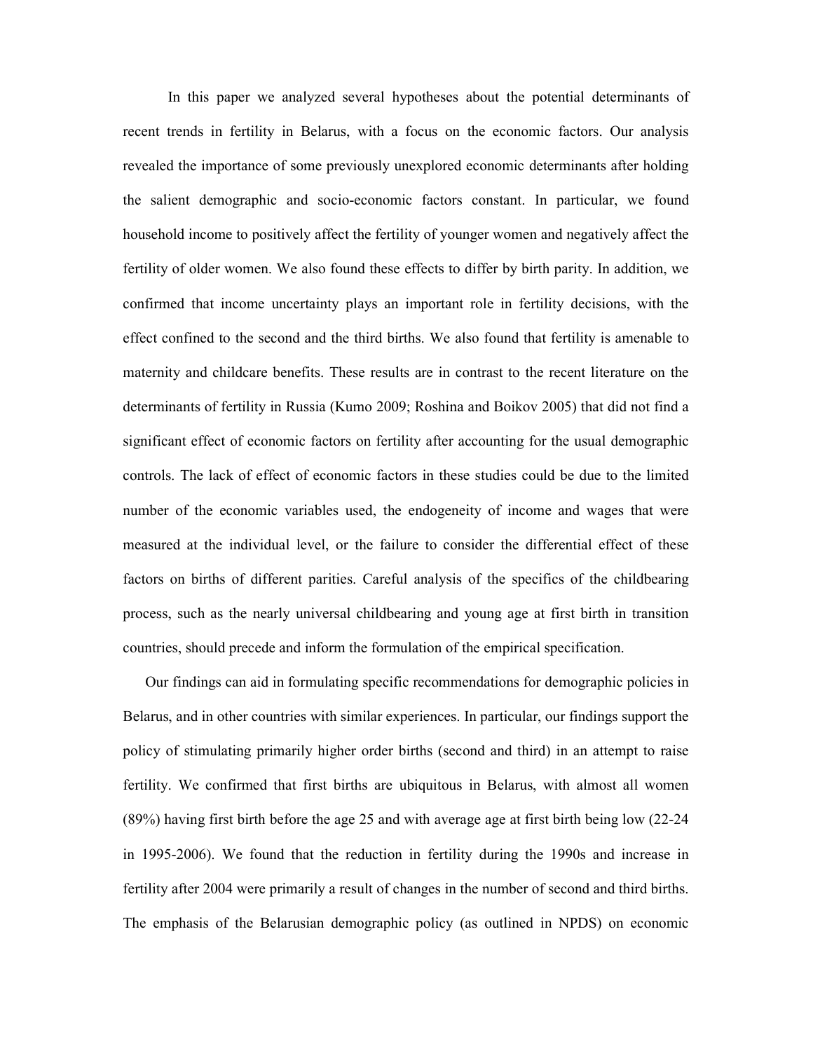In this paper we analyzed several hypotheses about the potential determinants of recent trends in fertility in Belarus, with a focus on the economic factors. Our analysis revealed the importance of some previously unexplored economic determinants after holding the salient demographic and socio-economic factors constant. In particular, we found household income to positively affect the fertility of younger women and negatively affect the fertility of older women. We also found these effects to differ by birth parity. In addition, we confirmed that income uncertainty plays an important role in fertility decisions, with the effect confined to the second and the third births. We also found that fertility is amenable to maternity and childcare benefits. These results are in contrast to the recent literature on the determinants of fertility in Russia (Kumo 2009; Roshina and Boikov 2005) that did not find a significant effect of economic factors on fertility after accounting for the usual demographic controls. The lack of effect of economic factors in these studies could be due to the limited number of the economic variables used, the endogeneity of income and wages that were measured at the individual level, or the failure to consider the differential effect of these factors on births of different parities. Careful analysis of the specifics of the childbearing process, such as the nearly universal childbearing and young age at first birth in transition countries, should precede and inform the formulation of the empirical specification.

Our findings can aid in formulating specific recommendations for demographic policies in Belarus, and in other countries with similar experiences. In particular, our findings support the policy of stimulating primarily higher order births (second and third) in an attempt to raise fertility. We confirmed that first births are ubiquitous in Belarus, with almost all women (89%) having first birth before the age 25 and with average age at first birth being low (22-24 in 1995-2006). We found that the reduction in fertility during the 1990s and increase in fertility after 2004 were primarily a result of changes in the number of second and third births. The emphasis of the Belarusian demographic policy (as outlined in NPDS) on economic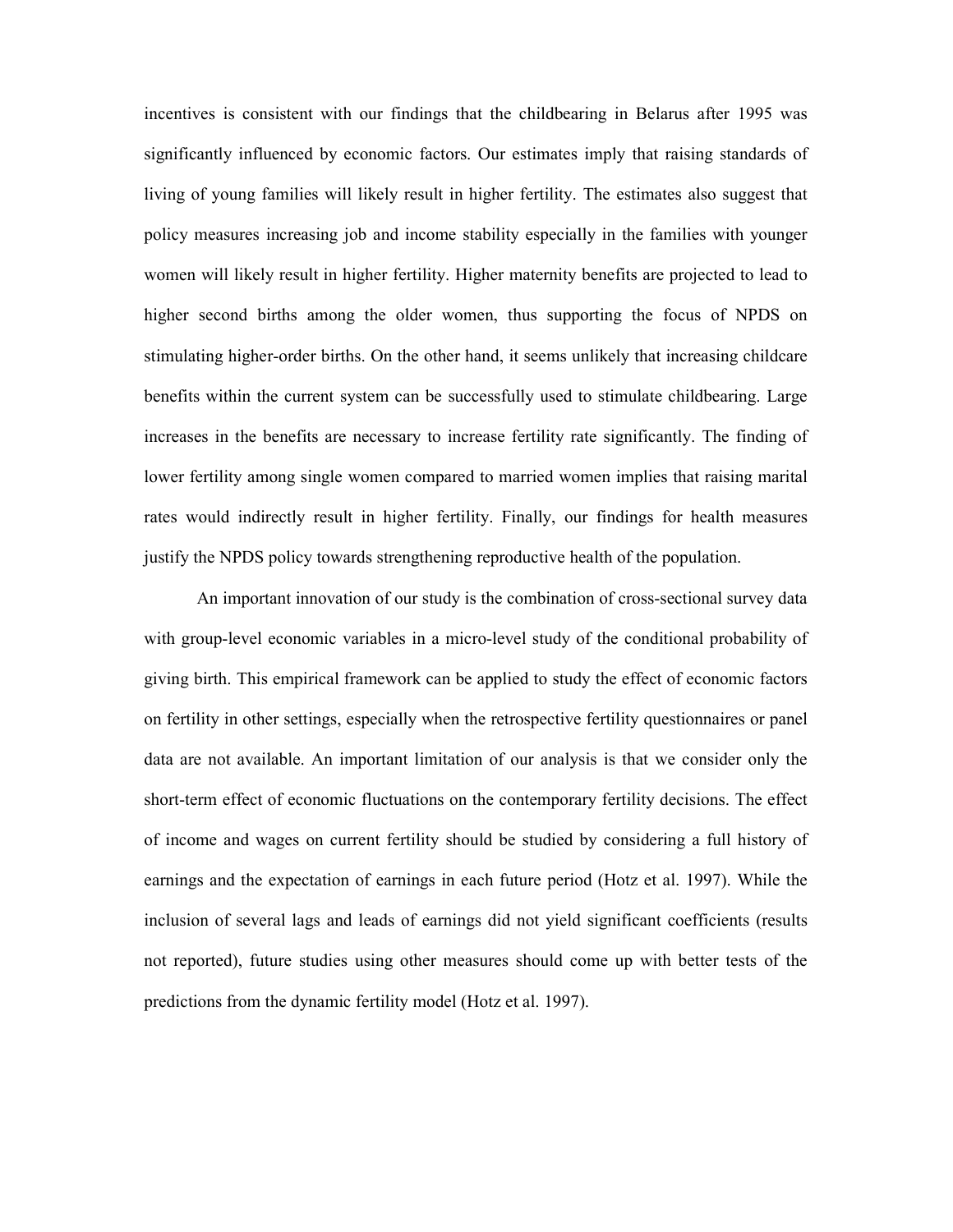incentives is consistent with our findings that the childbearing in Belarus after 1995 was significantly influenced by economic factors. Our estimates imply that raising standards of living of young families will likely result in higher fertility. The estimates also suggest that policy measures increasing job and income stability especially in the families with younger women will likely result in higher fertility. Higher maternity benefits are projected to lead to higher second births among the older women, thus supporting the focus of NPDS on stimulating higher-order births. On the other hand, it seems unlikely that increasing childcare benefits within the current system can be successfully used to stimulate childbearing. Large increases in the benefits are necessary to increase fertility rate significantly. The finding of lower fertility among single women compared to married women implies that raising marital rates would indirectly result in higher fertility. Finally, our findings for health measures justify the NPDS policy towards strengthening reproductive health of the population.

An important innovation of our study is the combination of cross-sectional survey data with group-level economic variables in a micro-level study of the conditional probability of giving birth. This empirical framework can be applied to study the effect of economic factors on fertility in other settings, especially when the retrospective fertility questionnaires or panel data are not available. An important limitation of our analysis is that we consider only the short-term effect of economic fluctuations on the contemporary fertility decisions. The effect of income and wages on current fertility should be studied by considering a full history of earnings and the expectation of earnings in each future period (Hotz et al. 1997). While the inclusion of several lags and leads of earnings did not yield significant coefficients (results not reported), future studies using other measures should come up with better tests of the predictions from the dynamic fertility model (Hotz et al. 1997).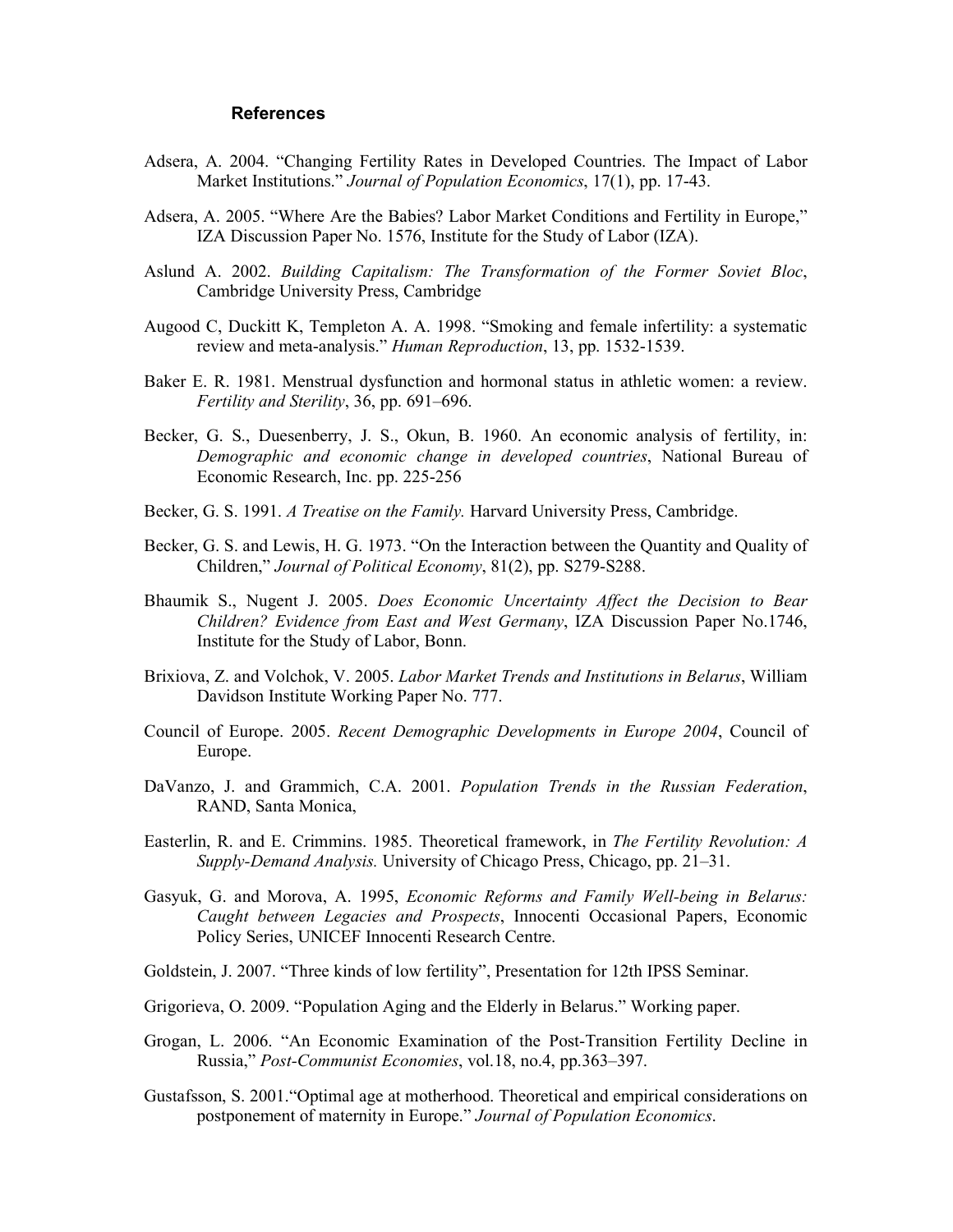### References

Adsera, A. 2004. "Changing Fertility Rates in Developed Countries. The Impact of Labor Market Institutions." *Journal of Population Economics*, 17(1), pp. 17-43.

Adsera, A. 2005. "Where Are the Babies? Labor Market Conditions and Fertility in Europe," IZA Discussion Paper No. 1576, Institute for the Study of Labor (IZA).

Aslund A. 2002. *Building Capitalism: The Transformation of the Former Soviet Bloc*, Cambridge University Press, Cambridge

Augood C, Duckitt K, Templeton A. A. 1998. "Smoking and female infertility: a systematic review and meta-analysis." *Human Reproduction*, 13, pp. 1532-1539.

Baker E. R. 1981. Menstrual dysfunction and hormonal status in athletic women: a review. *Fertility and Sterility*, 36, pp. 691–696.

Becker, G. S., Duesenberry, J. S., Okun, B. 1960. An economic analysis of fertility, in: *Demographic and economic change in developed countries*, National Bureau of Economic Research, Inc. pp. 225-256

Becker, G. S. 1991. *A Treatise on the Family.* Harvard University Press, Cambridge.

Becker, G. S. and Lewis, H. G. 1973. "On the Interaction between the Quantity and Quality of Children," *Journal of Political Economy*, 81(2), pp. S279-S288.

Bhaumik S., Nugent J. 2005. *Does Economic Uncertainty Affect the Decision to Bear Children? Evidence from East and West Germany*, IZA Discussion Paper No.1746, Institute for the Study of Labor, Bonn.

Brixiova, Z. and Volchok, V. 2005. *Labor Market Trends and Institutions in Belarus*, William Davidson Institute Working Paper No. 777.

Council of Europe. 2005. *Recent Demographic Developments in Europe 2004*, Council of Europe.

DaVanzo, J. and Grammich, C.A. 2001. *Population Trends in the Russian Federation*, RAND, Santa Monica,

Easterlin, R. and E. Crimmins. 1985. Theoretical framework, in *The Fertility Revolution: A Supply-Demand Analysis.* University of Chicago Press, Chicago, pp. 21–31.

Gasyuk, G. and Morova, A. 1995, *Economic Reforms and Family Well-being in Belarus: Caught between Legacies and Prospects*, Innocenti Occasional Papers, Economic Policy Series, UNICEF Innocenti Research Centre.

Goldstein, J. 2007. "Three kinds of low fertility", Presentation for 12th IPSS Seminar.

Grigorieva, O. 2009. "Population Aging and the Elderly in Belarus." Working paper.

Grogan, L. 2006. "An Economic Examination of the Post-Transition Fertility Decline in Russia," *Post-Communist Economies*, vol.18, no.4, pp.363–397.

Gustafsson, S. 2001."Optimal age at motherhood. Theoretical and empirical considerations on postponement of maternity in Europe." *Journal of Population Economics*.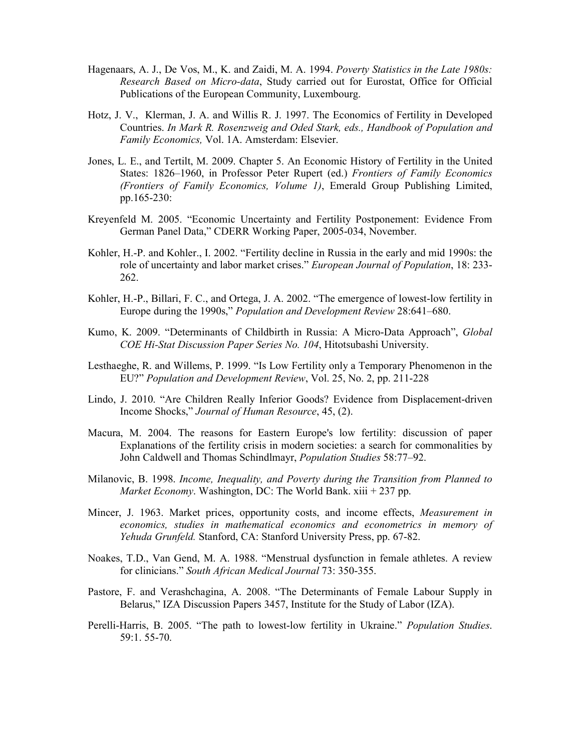Hagenaars, A. J., De Vos, M., K. and Zaidi, M. A. 1994. *Poverty Statistics in the Late 1980s: Research Based on Micro-data*, Study carried out for Eurostat, Office for Official Publications of the European Community, Luxembourg.

Hotz, J. V., Klerman, J. A. and Willis R. J. 1997. The Economics of Fertility in Developed Countries. *In Mark R. Rosenzweig and Oded Stark, eds., Handbook of Population and Family Economics,* Vol. 1A. Amsterdam: Elsevier.

Jones, L. E., and Tertilt, M. 2009. Chapter 5. An Economic History of Fertility in the United States: 1826–1960, in Professor Peter Rupert (ed.) *Frontiers of Family Economics (Frontiers of Family Economics, Volume 1)*, Emerald Group Publishing Limited, pp.165-230:

Kreyenfeld M. 2005. "Economic Uncertainty and Fertility Postponement: Evidence From German Panel Data," CDERR Working Paper, 2005-034, November.

Kohler, H.-P. and Kohler., I. 2002. "Fertility decline in Russia in the early and mid 1990s: the role of uncertainty and labor market crises." *European Journal of Population*, 18: 233-262.

Kohler, H.-P., Billari, F. C., and Ortega, J. A. 2002. "The emergence of lowest-low fertility in Europe during the 1990s," *Population and Development Review* 28:641–680.

Kumo, K. 2009. "Determinants of Childbirth in Russia: A Micro-Data Approach", *Global COE Hi-Stat Discussion Paper Series No. 104*, Hitotsubashi University.

Lesthaeghe, R. and Willems, P. 1999. "Is Low Fertility only a Temporary Phenomenon in the EU?" *Population and Development Review*, Vol. 25, No. 2, pp. 211-228

Lindo, J. 2010. "Are Children Really Inferior Goods? Evidence from Displacement-driven Income Shocks," *Journal of Human Resource*, 45, (2).

Macura, M. 2004. The reasons for Eastern Europe's low fertility: discussion of paper Explanations of the fertility crisis in modern societies: a search for commonalities by John Caldwell and Thomas Schindlmayr, *Population Studies* 58:77–92.

Milanovic, B. 1998. *Income, Inequality, and Poverty during the Transition from Planned to Market Economy*. Washington, DC: The World Bank. xiii + 237 pp.

Mincer, J. 1963. Market prices, opportunity costs, and income effects, *Measurement in economics, studies in mathematical economics and econometrics in memory of Yehuda Grunfeld.* Stanford, CA: Stanford University Press, pp. 67-82.

Noakes, T.D., Van Gend, M. A. 1988. "Menstrual dysfunction in female athletes. A review for clinicians." *South African Medical Journal* 73: 350-355.

Pastore, F. and Verashchagina, A. 2008. "The Determinants of Female Labour Supply in Belarus," IZA Discussion Papers 3457, Institute for the Study of Labor (IZA).

Perelli-Harris, B. 2005. "The path to lowest-low fertility in Ukraine." *Population Studies*. 59:1. 55-70.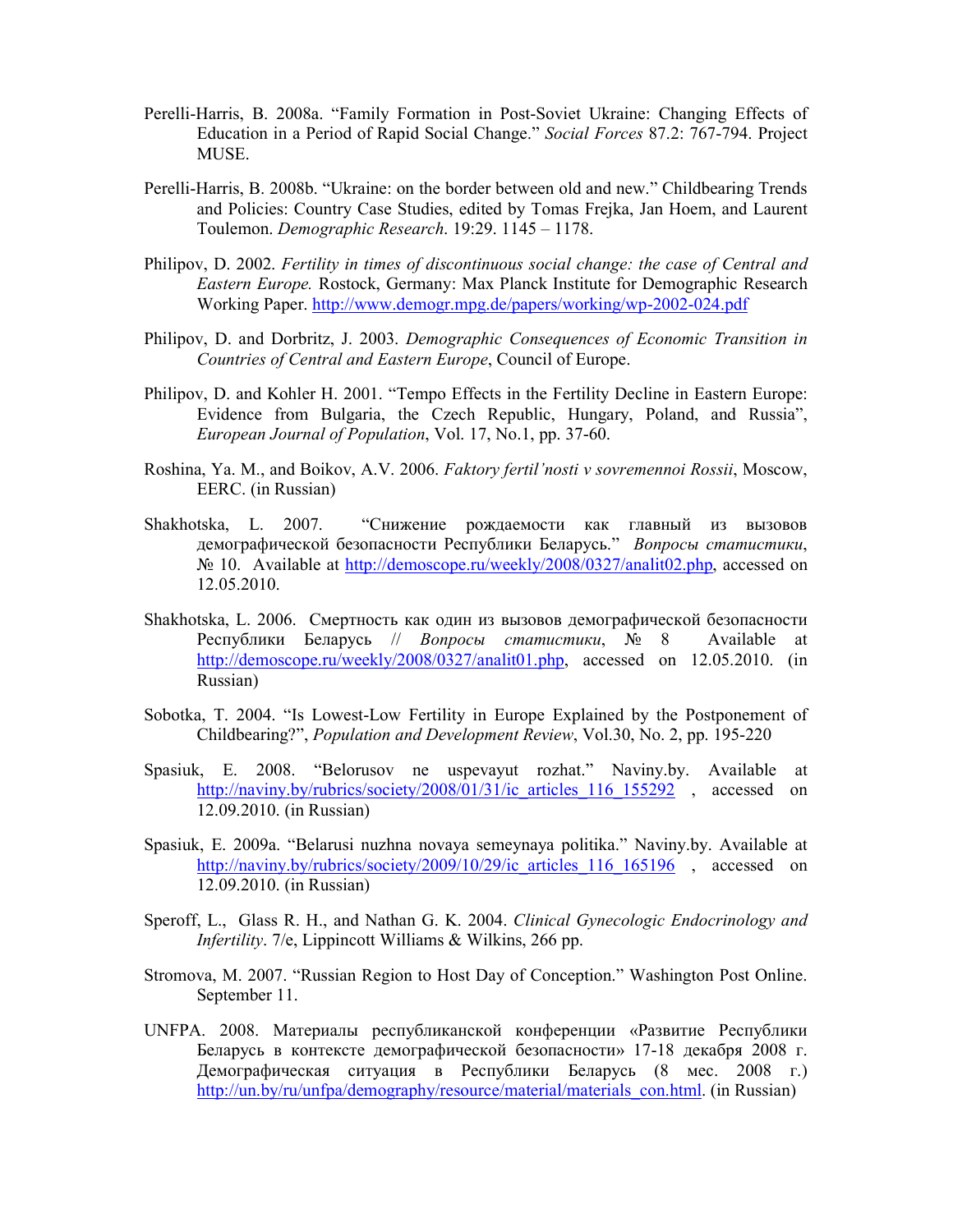Perelli-Harris, B. 2008a. “Family Formation in Post-Soviet Ukraine: Changing Effects of Education in a Period of Rapid Social Change.” *Social Forces* 87.2: 767-794. Project MUSE.

Perelli-Harris, B. 2008b. “Ukraine: on the border between old and new.” Childbearing Trends and Policies: Country Case Studies, edited by Tomas Frejka, Jan Hoem, and Laurent Toulemon. *Demographic Research*. 19:29. 1145 – 1178.

Philipov, D. 2002. *Fertility in times of discontinuous social change: the case of Central and Eastern Europe.* Rostock, Germany: Max Planck Institute for Demographic Research Working Paper. http://www.demogr.mpg.de/papers/working/wp-2002-024.pdf

Philipov, D. and Dorbritz, J. 2003. *Demographic Consequences of Economic Transition in Countries of Central and Eastern Europe*, Council of Europe.

Philipov, D. and Kohler H. 2001. “Tempo Effects in the Fertility Decline in Eastern Europe: Evidence from Bulgaria, the Czech Republic, Hungary, Poland, and Russia”, *European Journal of Population*, Vol. 17, No.1, pp. 37-60.

Roshina, Ya. M., and Boikov, A.V. 2006. *Faktory fertil’nosti v sovremennoi Rossii*, Moscow, EERC. (in Russian)

Shakhotska, L. 2007. “Снижение рождаемости как главный из вызовов демографической безопасности Республики Беларусь.” *Вопросы статистики*, № 10. Available at http://demoscope.ru/weekly/2008/0327/analit02.php, accessed on 12.05.2010.

Shakhotska, L. 2006. Смертность как один из вызовов демографической безопасности Республики Беларусь // *Вопросы статистики*, № 8 Available at http://demoscope.ru/weekly/2008/0327/analit01.php, accessed on 12.05.2010. (in Russian)

Sobotka, T. 2004. “Is Lowest-Low Fertility in Europe Explained by the Postponement of Childbearing?”, *Population and Development Review*, Vol.30, No. 2, pp. 195-220

Spasiuk, E. 2008. “Belorusov ne uspevayut rozhat.” Naviny.by. Available at http://naviny.by/rubrics/society/2008/01/31/ic_articles_116_155292 , accessed on 12.09.2010. (in Russian)

Spasiuk, E. 2009a. “Belarusi nuzhna novaya semeynaya politika.” Naviny.by. Available at http://naviny.by/rubrics/society/2009/10/29/ic_articles_116_165196 , accessed on 12.09.2010. (in Russian)

Speroff, L., Glass R. H., and Nathan G. K. 2004. *Clinical Gynecologic Endocrinology and Infertility*. 7/e, Lippincott Williams & Wilkins, 266 pp.

Stromova, M. 2007. “Russian Region to Host Day of Conception.” Washington Post Online. September 11.

UNFPA. 2008. Материалы республиканской конференции «Развитие Республики Беларусь в контексте демографической безопасности» 17-18 декабря 2008 г. Демографическая ситуация в Республики Беларусь (8 мес. 2008 г.) http://un.by/ru/unfpa/demography/resource/material/materials_con.html. (in Russian)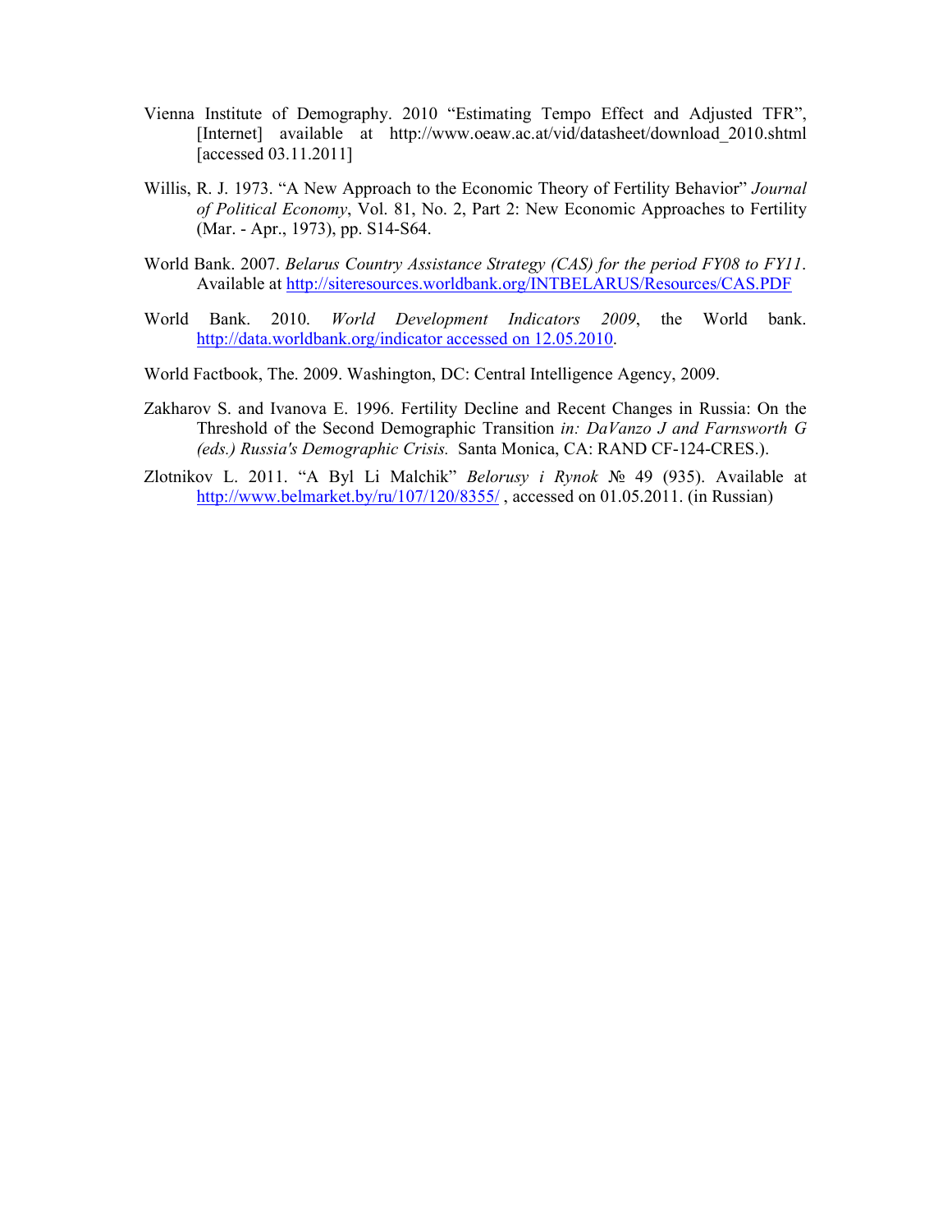Vienna Institute of Demography. 2010 "Estimating Tempo Effect and Adjusted TFR", [Internet] available at http://www.oeaw.ac.at/vid/datasheet/download_2010.shtml [accessed 03.11.2011]

Willis, R. J. 1973. "A New Approach to the Economic Theory of Fertility Behavior" *Journal of Political Economy*, Vol. 81, No. 2, Part 2: New Economic Approaches to Fertility (Mar. - Apr., 1973), pp. S14-S64.

World Bank. 2007. *Belarus Country Assistance Strategy (CAS) for the period FY08 to FY11*. Available at http://siteresources.worldbank.org/INTBELARUS/Resources/CAS.PDF

World Bank. 2010. *World Development Indicators 2009*, the World bank. http://data.worldbank.org/indicator accessed on 12.05.2010.

World Factbook, The. 2009. Washington, DC: Central Intelligence Agency, 2009.

Zakharov S. and Ivanova E. 1996. Fertility Decline and Recent Changes in Russia: On the Threshold of the Second Demographic Transition *in: DaVanzo J and Farnsworth G (eds.) Russia's Demographic Crisis.* Santa Monica, CA: RAND CF-124-CRES.).

Zlotnikov L. 2011. "A Byl Li Malchik" *Belorusy i Rynok* № 49 (935). Available at http://www.belmarket.by/ru/107/120/8355/ , accessed on 01.05.2011. (in Russian)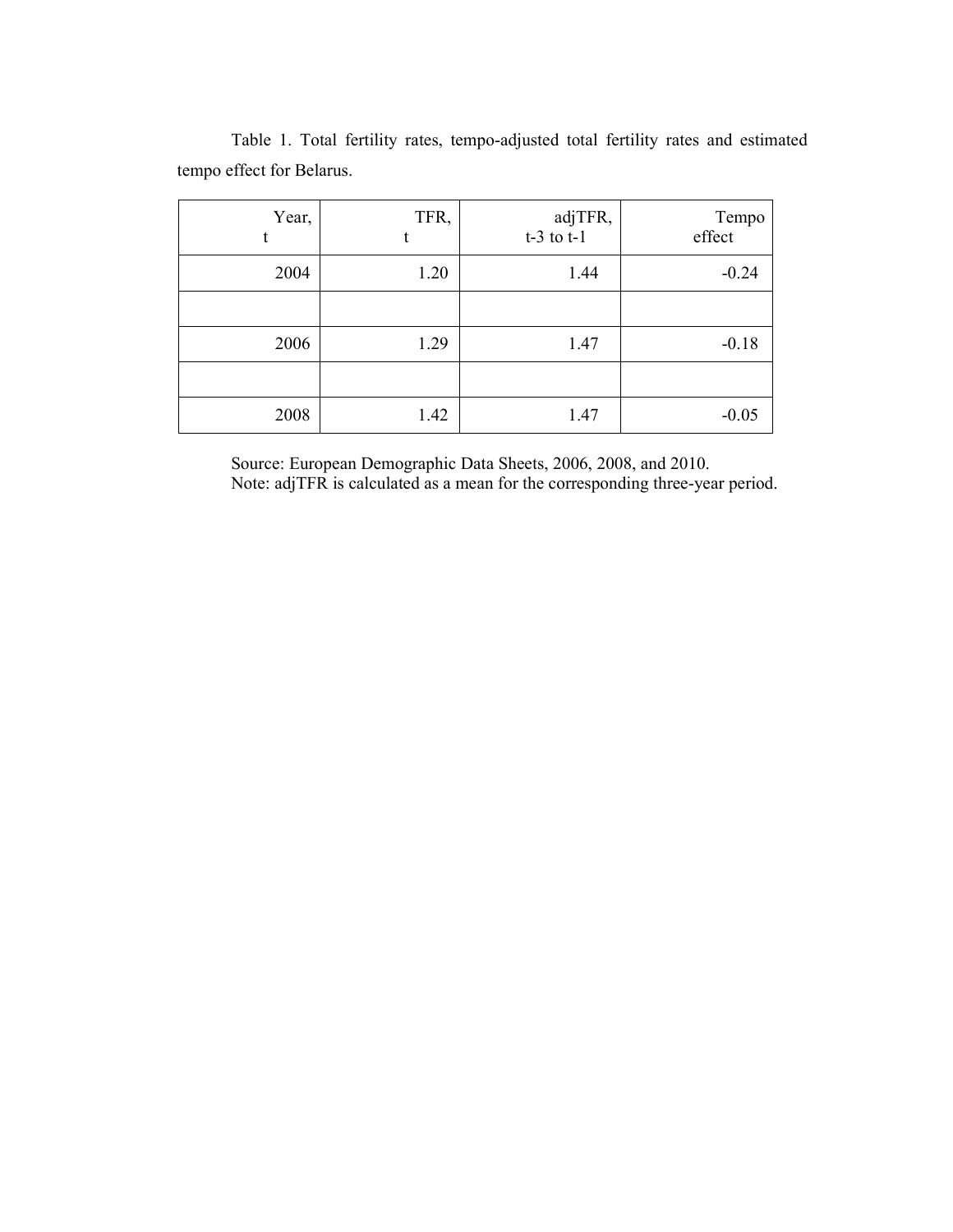Table 1. Total fertility rates, tempo-adjusted total fertility rates and estimated tempo effect for Belarus.

| Year, t | TFR, t | adjTFR, t-3 to t-1 | Tempo effect |
|---:|---:|---:|---:|
| 2004 | 1.20 | 1.44 | -0.24 |
| | | | |
| 2006 | 1.29 | 1.47 | -0.18 |
| | | | |
| 2008 | 1.42 | 1.47 | -0.05 |

Source: European Demographic Data Sheets, 2006, 2008, and 2010.
Note: adjTFR is calculated as a mean for the corresponding three-year period.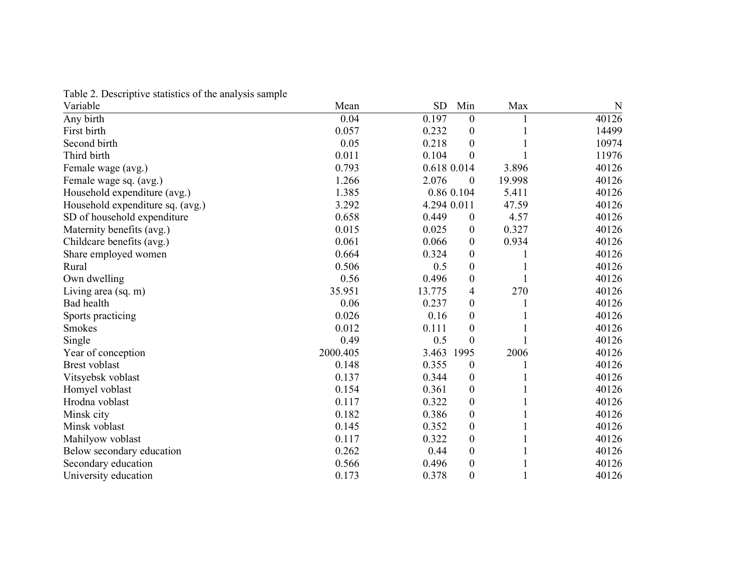Table 2. Descriptive statistics of the analysis sample

| Variable | Mean | SD | Min | Max | N |
|---|---|---|---|---|---|
| Any birth | 0.04 | 0.197 | 0 | 1 | 40126 |
| First birth | 0.057 | 0.232 | 0 | 1 | 14499 |
| Second birth | 0.05 | 0.218 | 0 | 1 | 10974 |
| Third birth | 0.011 | 0.104 | 0 | 1 | 11976 |
| Female wage (avg.) | 0.793 | 0.618 | 0.014 | 3.896 | 40126 |
| Female wage sq. (avg.) | 1.266 | 2.076 | 0 | 19.998 | 40126 |
| Household expenditure (avg.) | 1.385 | 0.86 | 0.104 | 5.411 | 40126 |
| Household expenditure sq. (avg.) | 3.292 | 4.294 | 0.011 | 47.59 | 40126 |
| SD of household expenditure | 0.658 | 0.449 | 0 | 4.57 | 40126 |
| Maternity benefits (avg.) | 0.015 | 0.025 | 0 | 0.327 | 40126 |
| Childcare benefits (avg.) | 0.061 | 0.066 | 0 | 0.934 | 40126 |
| Share employed women | 0.664 | 0.324 | 0 | 1 | 40126 |
| Rural | 0.506 | 0.5 | 0 | 1 | 40126 |
| Own dwelling | 0.56 | 0.496 | 0 | 1 | 40126 |
| Living area (sq. m) | 35.951 | 13.775 | 4 | 270 | 40126 |
| Bad health | 0.06 | 0.237 | 0 | 1 | 40126 |
| Sports practicing | 0.026 | 0.16 | 0 | 1 | 40126 |
| Smokes | 0.012 | 0.111 | 0 | 1 | 40126 |
| Single | 0.49 | 0.5 | 0 | 1 | 40126 |
| Year of conception | 2000.405 | 3.463 | 1995 | 2006 | 40126 |
| Brest voblast | 0.148 | 0.355 | 0 | 1 | 40126 |
| Vitsyebsk voblast | 0.137 | 0.344 | 0 | 1 | 40126 |
| Homyel voblast | 0.154 | 0.361 | 0 | 1 | 40126 |
| Hrodna voblast | 0.117 | 0.322 | 0 | 1 | 40126 |
| Minsk city | 0.182 | 0.386 | 0 | 1 | 40126 |
| Minsk voblast | 0.145 | 0.352 | 0 | 1 | 40126 |
| Mahilyow voblast | 0.117 | 0.322 | 0 | 1 | 40126 |
| Below secondary education | 0.262 | 0.44 | 0 | 1 | 40126 |
| Secondary education | 0.566 | 0.496 | 0 | 1 | 40126 |
| University education | 0.173 | 0.378 | 0 | 1 | 40126 |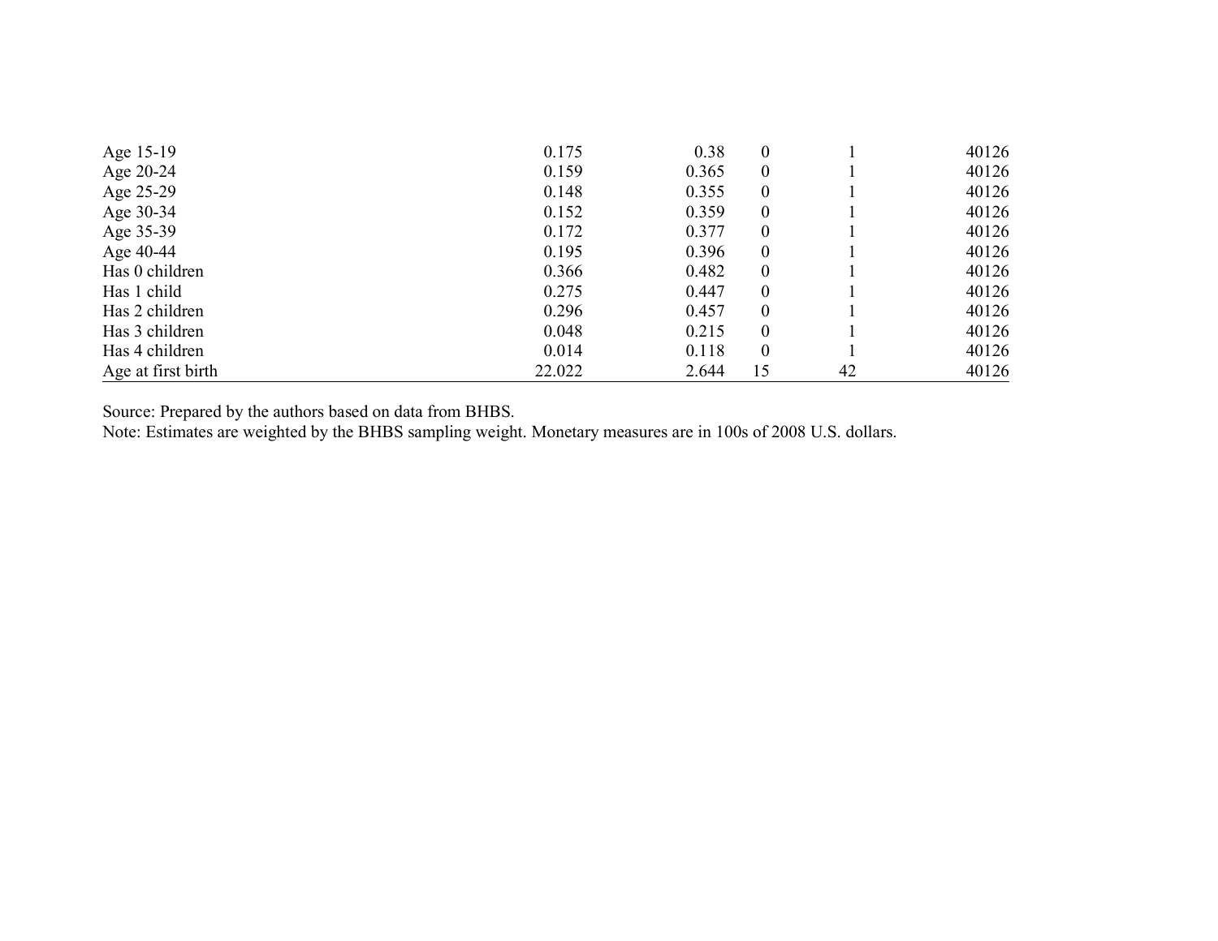| | | | | | |
|---|---|---|---|---|---|
| Age 15-19 | 0.175 | 0.38 | 0 | 1 | 40126 |
| Age 20-24 | 0.159 | 0.365 | 0 | 1 | 40126 |
| Age 25-29 | 0.148 | 0.355 | 0 | 1 | 40126 |
| Age 30-34 | 0.152 | 0.359 | 0 | 1 | 40126 |
| Age 35-39 | 0.172 | 0.377 | 0 | 1 | 40126 |
| Age 40-44 | 0.195 | 0.396 | 0 | 1 | 40126 |
| Has 0 children | 0.366 | 0.482 | 0 | 1 | 40126 |
| Has 1 child | 0.275 | 0.447 | 0 | 1 | 40126 |
| Has 2 children | 0.296 | 0.457 | 0 | 1 | 40126 |
| Has 3 children | 0.048 | 0.215 | 0 | 1 | 40126 |
| Has 4 children | 0.014 | 0.118 | 0 | 1 | 40126 |
| Age at first birth | 22.022 | 2.644 | 15 | 42 | 40126 |

Source: Prepared by the authors based on data from BHBS.

Note: Estimates are weighted by the BHBS sampling weight. Monetary measures are in 100s of 2008 U.S. dollars.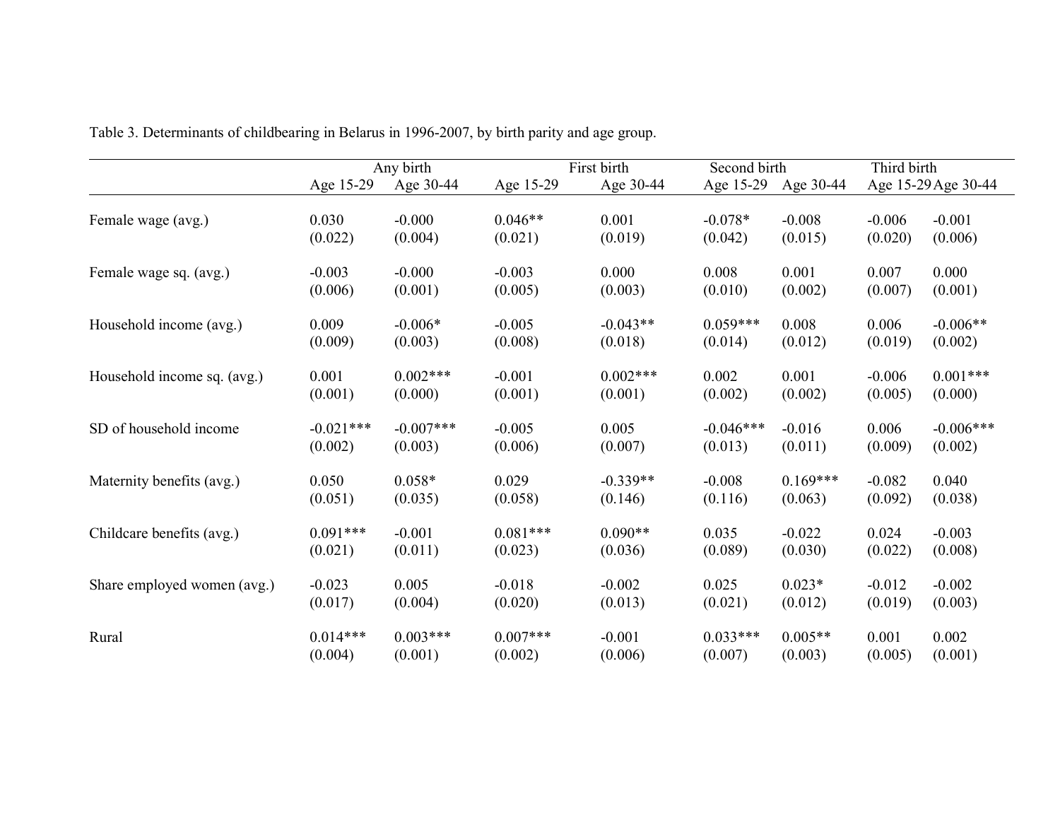Table 3. Determinants of childbearing in Belarus in 1996-2007, by birth parity and age group.

| | Any birth | | First birth | | Second birth | | Third birth | |
|---|---|---|---|---|---|---|---|---|
| | Age 15-29 | Age 30-44 | Age 15-29 | Age 30-44 | Age 15-29 | Age 30-44 | Age 15-29 | Age 30-44 |
| Female wage (avg.) | 0.030 | -0.000 | 0.046** | 0.001 | -0.078* | -0.008 | -0.006 | -0.001 |
| | (0.022) | (0.004) | (0.021) | (0.019) | (0.042) | (0.015) | (0.020) | (0.006) |
| Female wage sq. (avg.) | -0.003 | -0.000 | -0.003 | 0.000 | 0.008 | 0.001 | 0.007 | 0.000 |
| | (0.006) | (0.001) | (0.005) | (0.003) | (0.010) | (0.002) | (0.007) | (0.001) |
| Household income (avg.) | 0.009 | -0.006* | -0.005 | -0.043** | 0.059*** | 0.008 | 0.006 | -0.006** |
| | (0.009) | (0.003) | (0.008) | (0.018) | (0.014) | (0.012) | (0.019) | (0.002) |
| Household income sq. (avg.) | 0.001 | 0.002*** | -0.001 | 0.002*** | 0.002 | 0.001 | -0.006 | 0.001*** |
| | (0.001) | (0.000) | (0.001) | (0.001) | (0.002) | (0.002) | (0.005) | (0.000) |
| SD of household income | -0.021*** | -0.007*** | -0.005 | 0.005 | -0.046*** | -0.016 | 0.006 | -0.006*** |
| | (0.002) | (0.003) | (0.006) | (0.007) | (0.013) | (0.011) | (0.009) | (0.002) |
| Maternity benefits (avg.) | 0.050 | 0.058* | 0.029 | -0.339** | -0.008 | 0.169*** | -0.082 | 0.040 |
| | (0.051) | (0.035) | (0.058) | (0.146) | (0.116) | (0.063) | (0.092) | (0.038) |
| Childcare benefits (avg.) | 0.091*** | -0.001 | 0.081*** | 0.090** | 0.035 | -0.022 | 0.024 | -0.003 |
| | (0.021) | (0.011) | (0.023) | (0.036) | (0.089) | (0.030) | (0.022) | (0.008) |
| Share employed women (avg.) | -0.023 | 0.005 | -0.018 | -0.002 | 0.025 | 0.023* | -0.012 | -0.002 |
| | (0.017) | (0.004) | (0.020) | (0.013) | (0.021) | (0.012) | (0.019) | (0.003) |
| Rural | 0.014*** | 0.003*** | 0.007*** | -0.001 | 0.033*** | 0.005** | 0.001 | 0.002 |
| | (0.004) | (0.001) | (0.002) | (0.006) | (0.007) | (0.003) | (0.005) | (0.001) |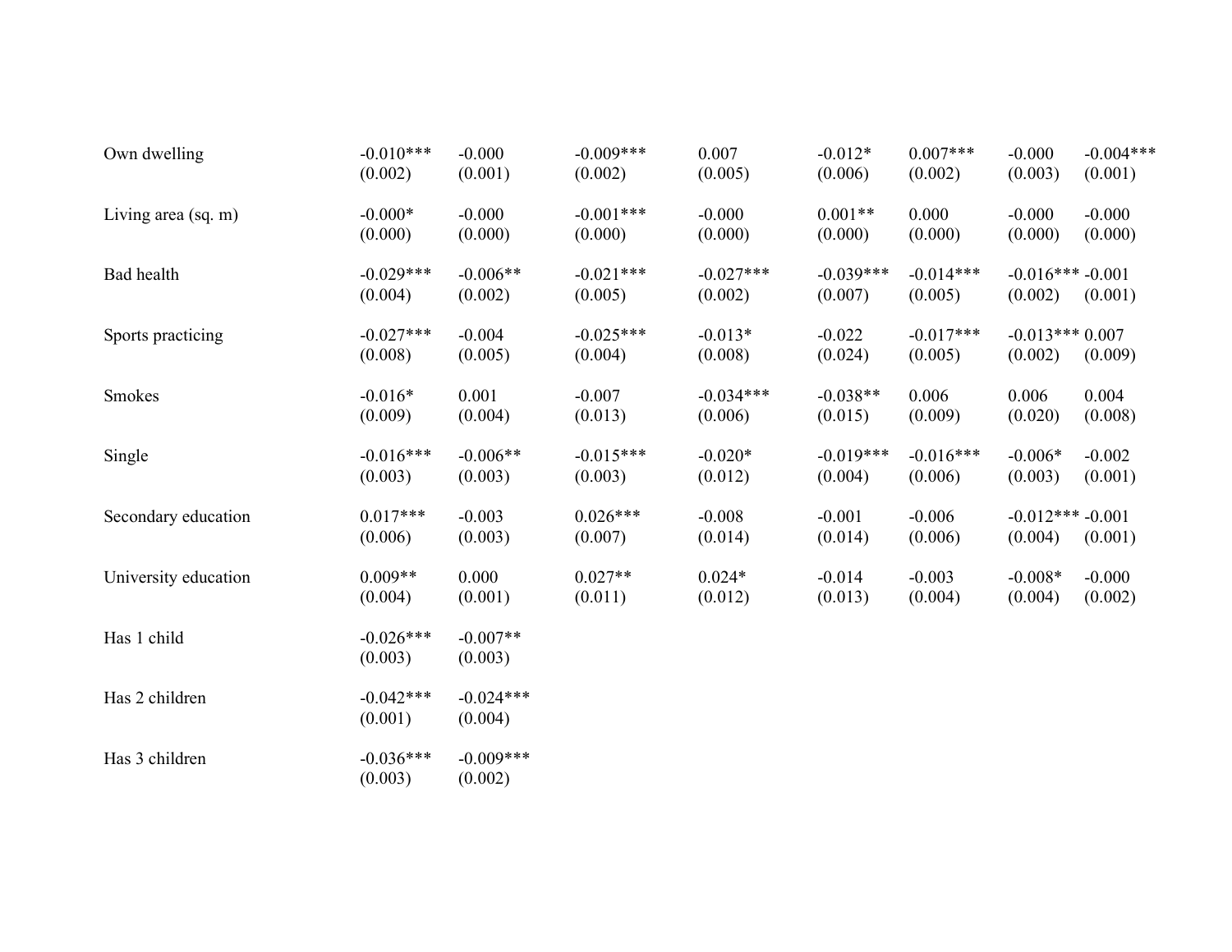| | | | | | | | | |
|---|---|---|---|---|---|---|---|---|
| Own dwelling | -0.010*** | -0.000 | -0.009*** | 0.007 | -0.012* | 0.007*** | -0.000 | -0.004*** |
| | (0.002) | (0.001) | (0.002) | (0.005) | (0.006) | (0.002) | (0.003) | (0.001) |
| Living area (sq. m) | -0.000* | -0.000 | -0.001*** | -0.000 | 0.001** | 0.000 | -0.000 | -0.000 |
| | (0.000) | (0.000) | (0.000) | (0.000) | (0.000) | (0.000) | (0.000) | (0.000) |
| Bad health | -0.029*** | -0.006** | -0.021*** | -0.027*** | -0.039*** | -0.014*** | -0.016*** | -0.001 |
| | (0.004) | (0.002) | (0.005) | (0.002) | (0.007) | (0.005) | (0.002) | (0.001) |
| Sports practicing | -0.027*** | -0.004 | -0.025*** | -0.013* | -0.022 | -0.017*** | -0.013*** | 0.007 |
| | (0.008) | (0.005) | (0.004) | (0.008) | (0.024) | (0.005) | (0.002) | (0.009) |
| Smokes | -0.016* | 0.001 | -0.007 | -0.034*** | -0.038** | 0.006 | 0.006 | 0.004 |
| | (0.009) | (0.004) | (0.013) | (0.006) | (0.015) | (0.009) | (0.020) | (0.008) |
| Single | -0.016*** | -0.006** | -0.015*** | -0.020* | -0.019*** | -0.016*** | -0.006* | -0.002 |
| | (0.003) | (0.003) | (0.003) | (0.012) | (0.004) | (0.006) | (0.003) | (0.001) |
| Secondary education | 0.017*** | -0.003 | 0.026*** | -0.008 | -0.001 | -0.006 | -0.012*** | -0.001 |
| | (0.006) | (0.003) | (0.007) | (0.014) | (0.014) | (0.006) | (0.004) | (0.001) |
| University education | 0.009** | 0.000 | 0.027** | 0.024* | -0.014 | -0.003 | -0.008* | -0.000 |
| | (0.004) | (0.001) | (0.011) | (0.012) | (0.013) | (0.004) | (0.004) | (0.002) |
| Has 1 child | -0.026*** | -0.007** | | | | | | |
| | (0.003) | (0.003) | | | | | | |
| Has 2 children | -0.042*** | -0.024*** | | | | | | |
| | (0.001) | (0.004) | | | | | | |
| Has 3 children | -0.036*** | -0.009*** | | | | | | |
| | (0.003) | (0.002) | | | | | | |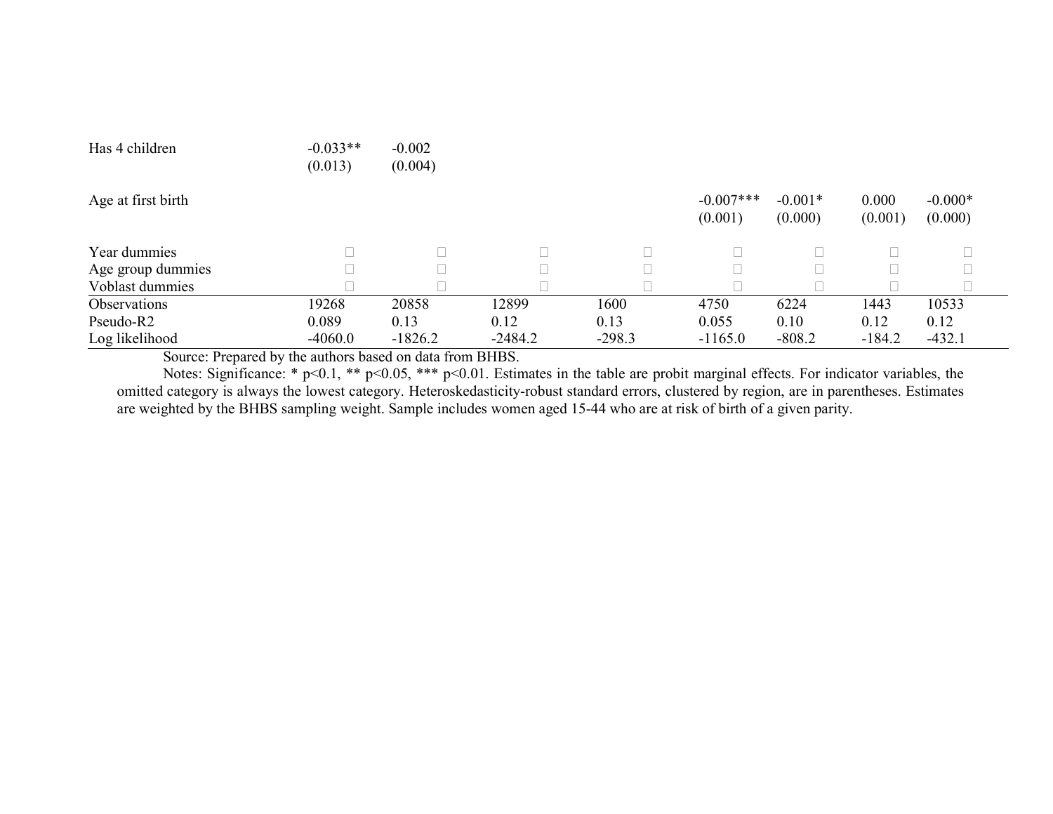| | (1) | (2) | (3) | (4) | (5) | (6) | (7) | (8) |
|---|---|---|---|---|---|---|---|---|
| Has 4 children | -0.033** | -0.002 | | | | | | |
| | (0.013) | (0.004) | | | | | | |
| Age at first birth | | | | | -0.007*** | -0.001* | 0.000 | -0.000* |
| | | | | | (0.001) | (0.000) | (0.001) | (0.000) |
| Year dummies | □ | □ | □ | □ | □ | □ | □ | □ |
| Age group dummies | □ | □ | □ | □ | □ | □ | □ | □ |
| Voblast dummies | □ | □ | □ | □ | □ | □ | □ | □ |
| Observations | 19268 | 20858 | 12899 | 1600 | 4750 | 6224 | 1443 | 10533 |
| Pseudo-R2 | 0.089 | 0.13 | 0.12 | 0.13 | 0.055 | 0.10 | 0.12 | 0.12 |
| Log likelihood | -4060.0 | -1826.2 | -2484.2 | -298.3 | -1165.0 | -808.2 | -184.2 | -432.1 |

Source: Prepared by the authors based on data from BHBS.

Notes: Significance: * p<0.1, ** p<0.05, *** p<0.01. Estimates in the table are probit marginal effects. For indicator variables, the omitted category is always the lowest category. Heteroskedasticity-robust standard errors, clustered by region, are in parentheses. Estimates are weighted by the BHBS sampling weight. Sample includes women aged 15-44 who are at risk of birth of a given parity.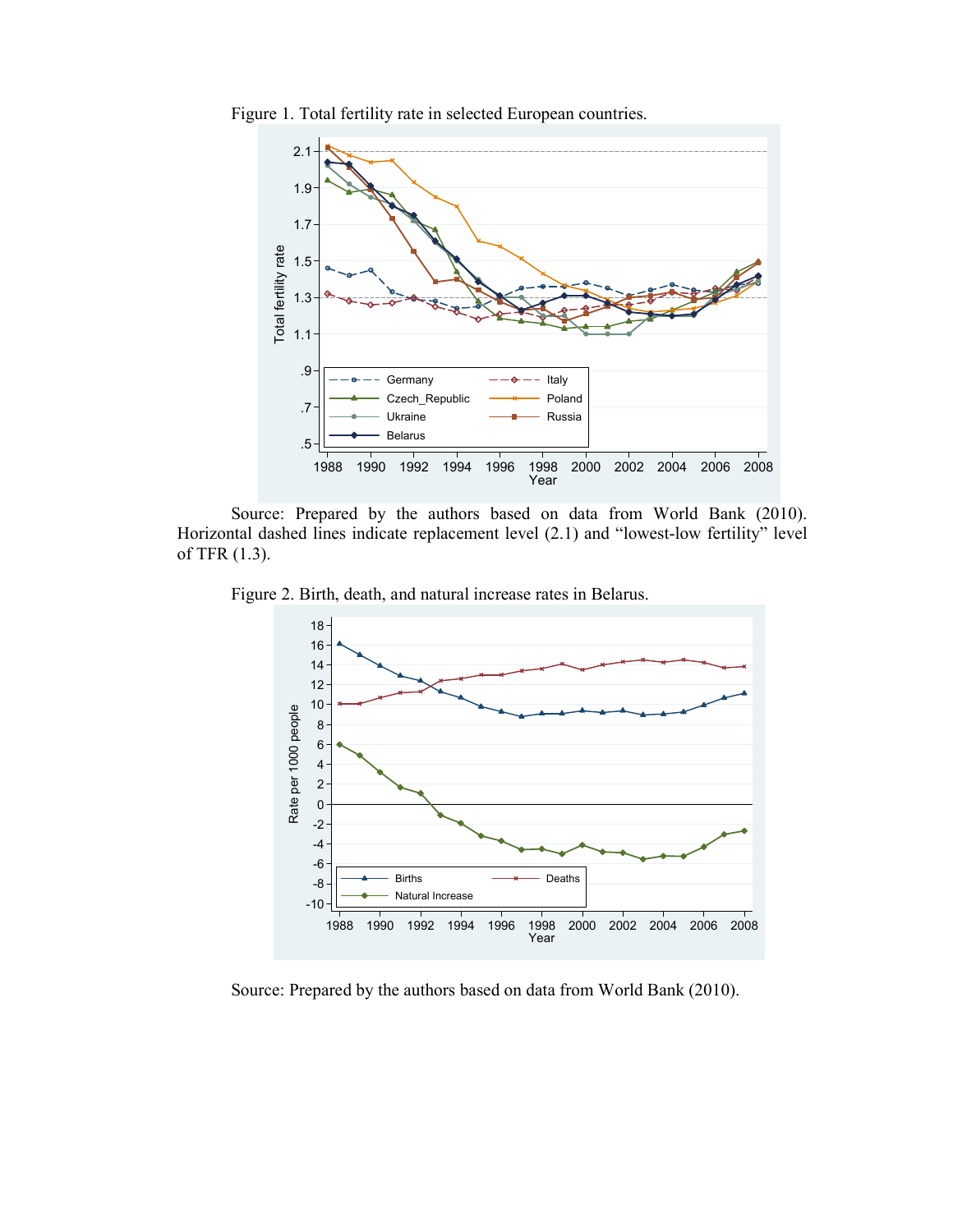Figure 1. Total fertility rate in selected European countries.

Source: Prepared by the authors based on data from World Bank (2010). Horizontal dashed lines indicate replacement level (2.1) and "lowest-low fertility" level of TFR (1.3).

Figure 2. Birth, death, and natural increase rates in Belarus.

Source: Prepared by the authors based on data from World Bank (2010).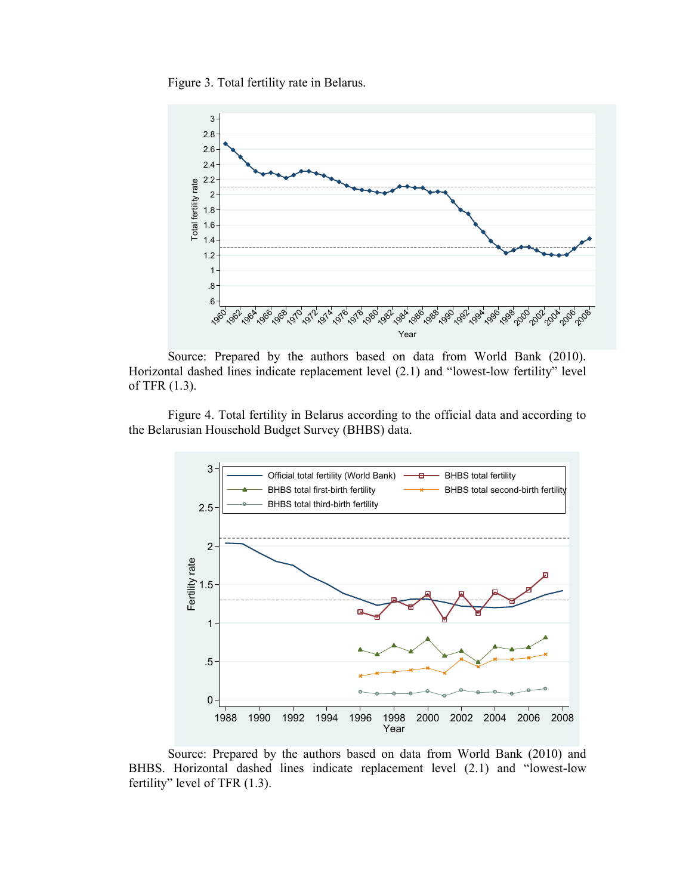Figure 3. Total fertility rate in Belarus.

Source: Prepared by the authors based on data from World Bank (2010). Horizontal dashed lines indicate replacement level (2.1) and “lowest-low fertility” level of TFR (1.3).

Figure 4. Total fertility in Belarus according to the official data and according to the Belarusian Household Budget Survey (BHBS) data.

Source: Prepared by the authors based on data from World Bank (2010) and BHBS. Horizontal dashed lines indicate replacement level (2.1) and “lowest-low fertility” level of TFR (1.3).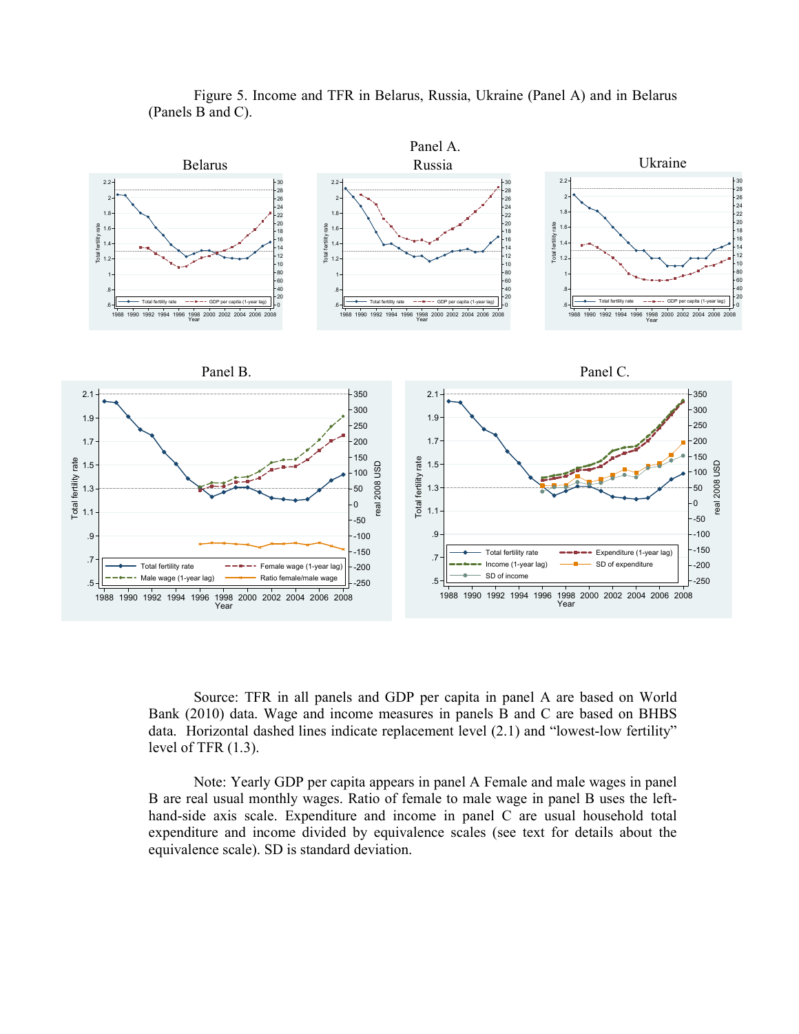Figure 5. Income and TFR in Belarus, Russia, Ukraine (Panel A) and in Belarus (Panels B and C).

Source: TFR in all panels and GDP per capita in panel A are based on World Bank (2010) data. Wage and income measures in panels B and C are based on BHBS data. Horizontal dashed lines indicate replacement level (2.1) and “lowest-low fertility” level of TFR (1.3).

Note: Yearly GDP per capita appears in panel A Female and male wages in panel B are real usual monthly wages. Ratio of female to male wage in panel B uses the left-hand-side axis scale. Expenditure and income in panel C are usual household total expenditure and income divided by equivalence scales (see text for details about the equivalence scale). SD is standard deviation.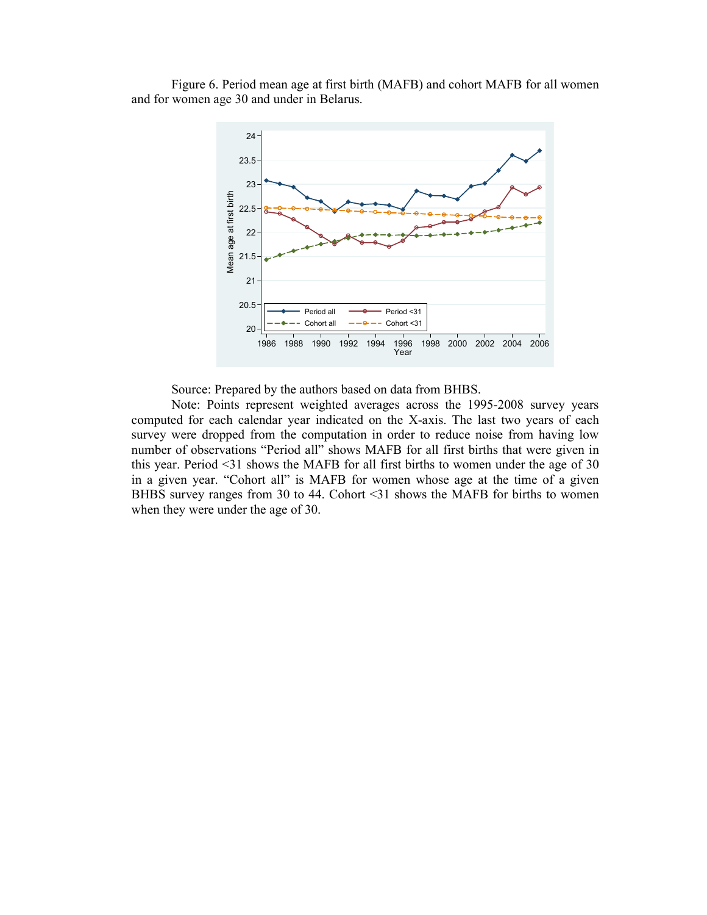Figure 6. Period mean age at first birth (MAFB) and cohort MAFB for all women and for women age 30 and under in Belarus.

Source: Prepared by the authors based on data from BHBS.

Note: Points represent weighted averages across the 1995-2008 survey years computed for each calendar year indicated on the X-axis. The last two years of each survey were dropped from the computation in order to reduce noise from having low number of observations "Period all" shows MAFB for all first births that were given in this year. Period <31 shows the MAFB for all first births to women under the age of 30 in a given year. "Cohort all" is MAFB for women whose age at the time of a given BHBS survey ranges from 30 to 44. Cohort <31 shows the MAFB for births to women when they were under the age of 30.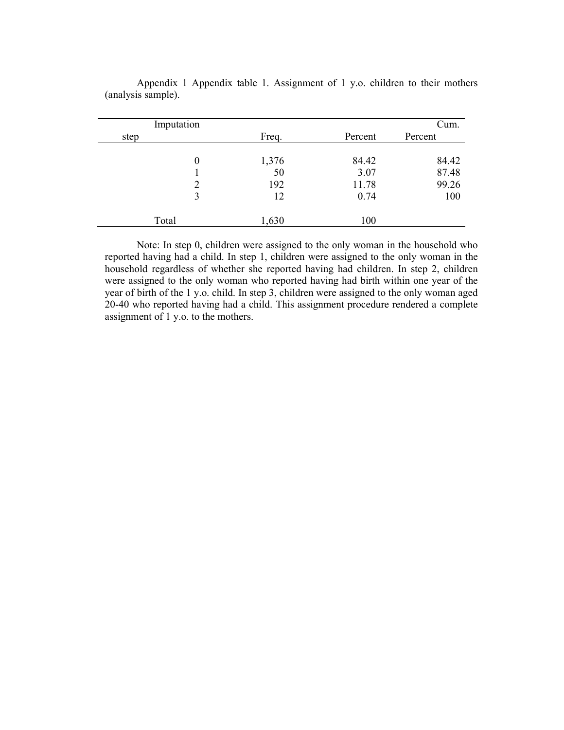Appendix 1 Appendix table 1. Assignment of 1 y.o. children to their mothers (analysis sample).

| Imputation step | Freq. | Percent | Cum. Percent |
|---|---|---|---|
| 0 | 1,376 | 84.42 | 84.42 |
| 1 | 50 | 3.07 | 87.48 |
| 2 | 192 | 11.78 | 99.26 |
| 3 | 12 | 0.74 | 100 |
| Total | 1,630 | 100 | |

Note: In step 0, children were assigned to the only woman in the household who reported having had a child. In step 1, children were assigned to the only woman in the household regardless of whether she reported having had children. In step 2, children were assigned to the only woman who reported having had birth within one year of the year of birth of the 1 y.o. child. In step 3, children were assigned to the only woman aged 20-40 who reported having had a child. This assignment procedure rendered a complete assignment of 1 y.o. to the mothers.